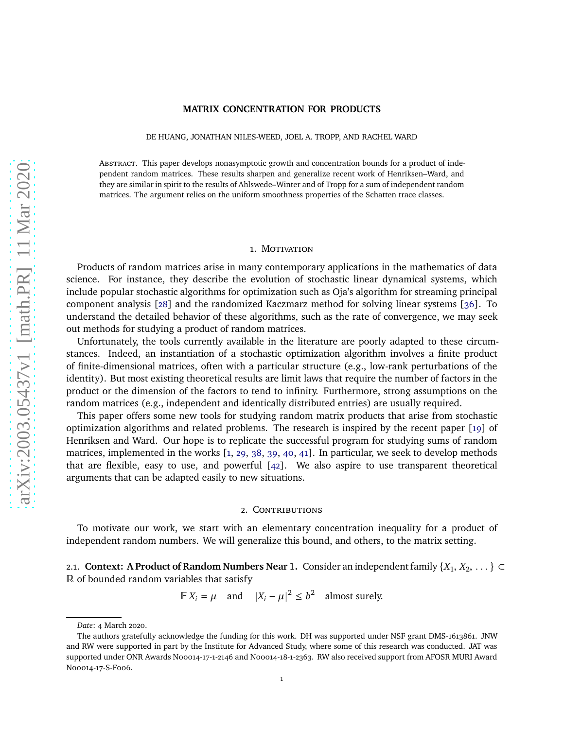# MATRIX CONCENTRATION FOR PRODUCTS

DE HUANG, JONATHAN NILES-WEED, JOEL A. TROPP, AND RACHEL WARD

ABSTRACT. This paper develops nonasymptotic growth and concentration bounds for a product of independent random matrices. These results sharpen and generalize recent work of Henriksen–Ward, and they are similar in spirit to the results of Ahlswede–Winter and of Tropp for a sum of independent random matrices. The argument relies on the uniform smoothness properties of the Schatten trace classes.

## 1. MOTIVATION

Products of random matrices arise in many contemporary applications in the mathematics of data science. For instance, they describe the evolution of stochastic linear dynamical systems, which include popular stochastic algorithms for optimization such as Oja's algorithm for streaming principal component analysis [28] and the randomized Kaczmarz method for solving linear systems [36]. To understand the detailed behavior of these algorithms, such as the rate of convergence, we may seek out methods for studying a product of random matrices.

Unfortunately, the tools currently available in the literature are poorly adapted to these circumstances. Indeed, an instantiation of a stochastic optimization algorithm involves a finite product of finite-dimensional matrices, often with a particular structure (e.g., low-rank perturbations of the identity). But most existing theoretical results are limit laws that require the number of factors in the product or the dimension of the factors to tend to infinity. Furthermore, strong assumptions on the random matrices (e.g., independent and identically distributed entries) are usually required.

This paper offers some new tools for studying random matrix products that arise from stochastic optimization algorithms and related problems. The research is inspired by the recent paper [19] of Henriksen and Ward. Our hope is to replicate the successful program for studying sums of random matrices, implemented in the works [1, 29, 38, 39, 40, 41]. In particular, we seek to develop methods that are flexible, easy to use, and powerful [42]. We also aspire to use transparent theoretical arguments that can be adapted easily to new situations.

## 2. CONTRIBUTIONS

To motivate our work, we start with an elementary concentration inequality for a product of independent random numbers. We will generalize this bound, and others, to the matrix setting.

### 2.1. Context: A Product of Random Numbers Near 1.

Consider an independent family $\{X_1, X_2, \dots\} \subset \mathbb{R}$ of bounded random variables that satisfy

$$\mathbb{E}\, X_i = \mu \quad \text{and} \quad |X_i - \mu|^2 \le b^2 \quad \text{almost surely.}$$

---

*Date*: 4 March 2020.

The authors gratefully acknowledge the funding for this work. DH was supported under NSF grant DMS-1613861. JNW and RW were supported in part by the Institute for Advanced Study, where some of this research was conducted. JAT was supported under ONR Awards N00014-17-1-2146 and N00014-18-1-2363. RW also received support from AFOSR MURI Award N00014-17-S-F006.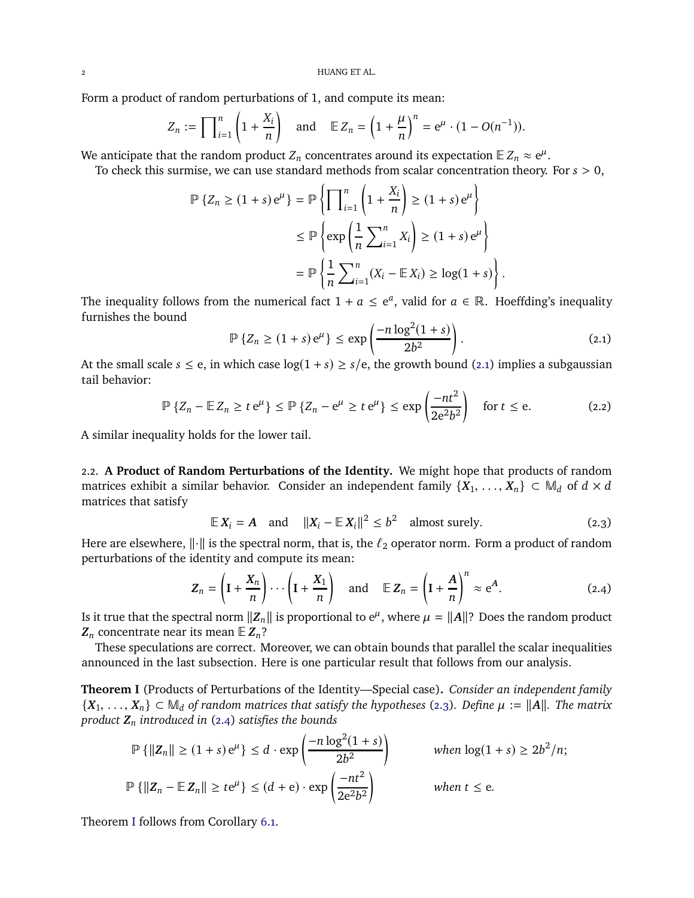Form a product of random perturbations of 1, and compute its mean:

$$Z_n := \prod_{i=1}^n \left(1 + \frac{X_i}{n}\right) \quad \text{and} \quad \mathbb{E}\, Z_n = \left(1 + \frac{\mu}{n}\right)^n = \mathrm{e}^{\mu} \cdot (1 - O(n^{-1})).$$

We anticipate that the random product $Z_n$ concentrates around its expectation $\mathbb{E}\, Z_n \approx \mathrm{e}^{\mu}$.

To check this surmise, we can use standard methods from scalar concentration theory. For $s > 0$,

$$\begin{aligned}
\mathbb{P}\left\{Z_n \geq (1+s)\,\mathrm{e}^{\mu}\right\} &= \mathbb{P}\left\{\prod_{i=1}^n \left(1 + \frac{X_i}{n}\right) \geq (1+s)\,\mathrm{e}^{\mu}\right\} \\
&\leq \mathbb{P}\left\{\exp\left(\frac{1}{n}\sum_{i=1}^n X_i\right) \geq (1+s)\,\mathrm{e}^{\mu}\right\} \\
&= \mathbb{P}\left\{\frac{1}{n}\sum_{i=1}^n (X_i - \mathbb{E}\, X_i) \geq \log(1+s)\right\}.
\end{aligned}$$

The inequality follows from the numerical fact $1 + a \leq \mathrm{e}^a$, valid for $a \in \mathbb{R}$. Hoeffding's inequality furnishes the bound

$$\mathbb{P}\left\{Z_n \geq (1+s)\,\mathrm{e}^{\mu}\right\} \leq \exp\left(\frac{-n \log^2(1+s)}{2b^2}\right). \tag{2.1}$$

At the small scale $s \leq \mathrm{e}$, in which case $\log(1+s) \geq s/\mathrm{e}$, the growth bound (2.1) implies a subgaussian tail behavior:

$$\mathbb{P}\left\{Z_n - \mathbb{E}\, Z_n \geq t\,\mathrm{e}^{\mu}\right\} \leq \mathbb{P}\left\{Z_n - \mathrm{e}^{\mu} \geq t\,\mathrm{e}^{\mu}\right\} \leq \exp\left(\frac{-nt^2}{2\mathrm{e}^2 b^2}\right) \quad \text{for } t \leq \mathrm{e}. \tag{2.2}$$

A similar inequality holds for the lower tail.

## 2.2. A Product of Random Perturbations of the Identity.

We might hope that products of random matrices exhibit a similar behavior. Consider an independent family $\{\boldsymbol{X}_1, \dots, \boldsymbol{X}_n\} \subset \mathbb{M}_d$ of $d \times d$ matrices that satisfy

$$\mathbb{E}\, \boldsymbol{X}_i = \boldsymbol{A} \quad \text{and} \quad \|\boldsymbol{X}_i - \mathbb{E}\, \boldsymbol{X}_i\|^2 \leq b^2 \quad \text{almost surely.} \tag{2.3}$$

Here are elsewhere, $\|\cdot\|$ is the spectral norm, that is, the $\ell_2$ operator norm. Form a product of random perturbations of the identity and compute its mean:

$$\boldsymbol{Z}_n = \left(\mathbf{I} + \frac{\boldsymbol{X}_n}{n}\right) \cdots \left(\mathbf{I} + \frac{\boldsymbol{X}_1}{n}\right) \quad \text{and} \quad \mathbb{E}\, \boldsymbol{Z}_n = \left(\mathbf{I} + \frac{\boldsymbol{A}}{n}\right)^n \approx \mathrm{e}^{\boldsymbol{A}}. \tag{2.4}$$

Is it true that the spectral norm $\|\boldsymbol{Z}_n\|$ is proportional to $\mathrm{e}^{\mu}$, where $\mu = \|\boldsymbol{A}\|$? Does the random product $\boldsymbol{Z}_n$ concentrate near its mean $\mathbb{E}\, \boldsymbol{Z}_n$?

These speculations are correct. Moreover, we can obtain bounds that parallel the scalar inequalities announced in the last subsection. Here is one particular result that follows from our analysis.

**Theorem I** (Products of Perturbations of the Identity—Special case)**.** *Consider an independent family $\{\boldsymbol{X}_1, \dots, \boldsymbol{X}_n\} \subset \mathbb{M}_d$ of random matrices that satisfy the hypotheses (2.3). Define $\mu := \|\boldsymbol{A}\|$. The matrix product $\boldsymbol{Z}_n$ introduced in (2.4) satisfies the bounds*

$$\begin{aligned}
&\mathbb{P}\left\{\|\boldsymbol{Z}_n\| \geq (1+s)\,\mathrm{e}^{\mu}\right\} \leq d \cdot \exp\left(\frac{-n \log^2(1+s)}{2b^2}\right) && \text{when } \log(1+s) \geq 2b^2/n; \\
&\mathbb{P}\left\{\|\boldsymbol{Z}_n - \mathbb{E}\, \boldsymbol{Z}_n\| \geq t\mathrm{e}^{\mu}\right\} \leq (d + \mathrm{e}) \cdot \exp\left(\frac{-nt^2}{2\mathrm{e}^2 b^2}\right) && \text{when } t \leq \mathrm{e}.
\end{aligned}$$

Theorem I follows from Corollary 6.1.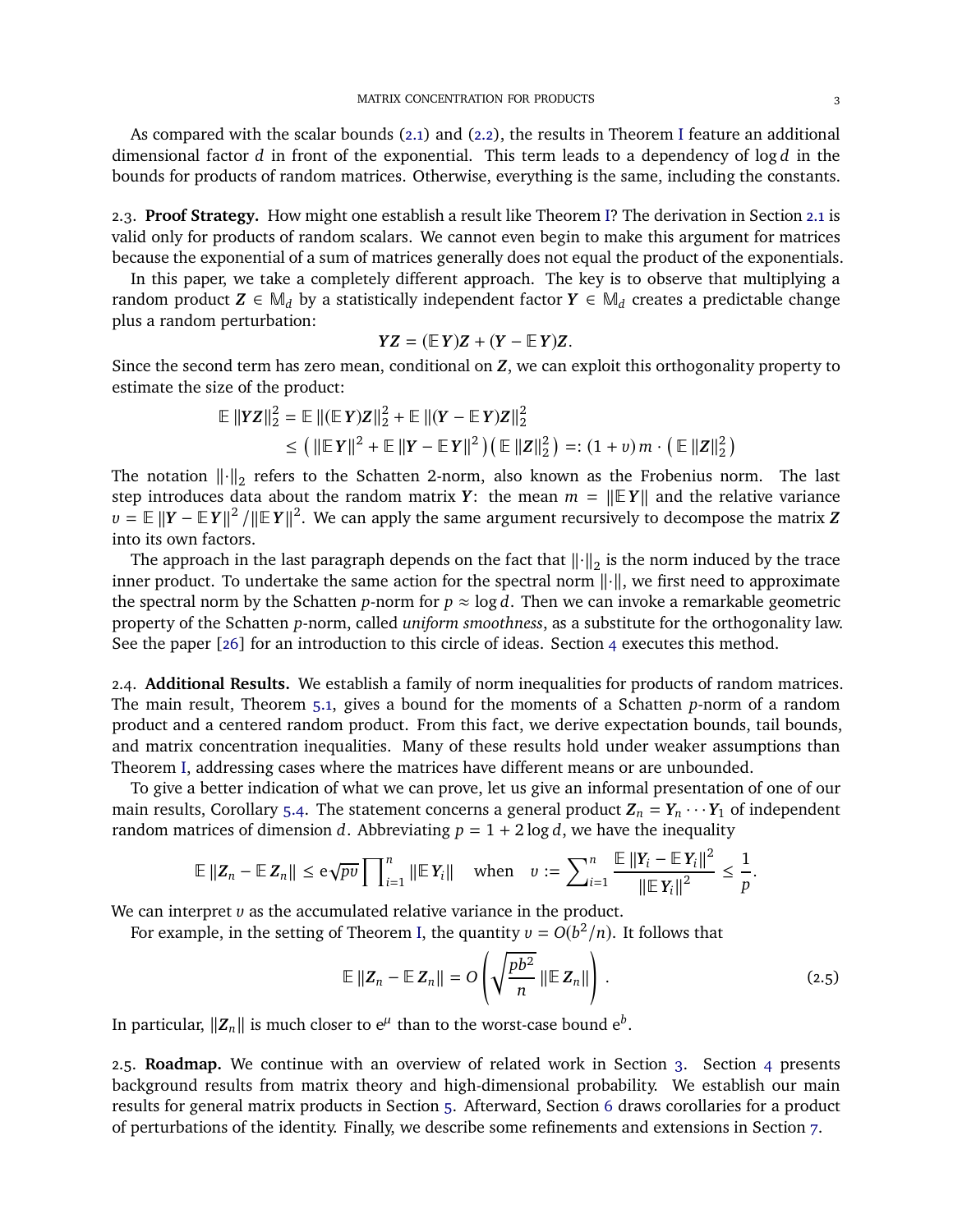As compared with the scalar bounds (2.1) and (2.2), the results in Theorem I feature an additional dimensional factor $d$ in front of the exponential. This term leads to a dependency of $\log d$ in the bounds for products of random matrices. Otherwise, everything is the same, including the constants.

2.3. **Proof Strategy.** How might one establish a result like Theorem I? The derivation in Section 2.1 is valid only for products of random scalars. We cannot even begin to make this argument for matrices because the exponential of a sum of matrices generally does not equal the product of the exponentials.

In this paper, we take a completely different approach. The key is to observe that multiplying a random product $\boldsymbol{Z} \in \mathbb{M}_d$ by a statistically independent factor $\boldsymbol{Y} \in \mathbb{M}_d$ creates a predictable change plus a random perturbation:

$$\boldsymbol{Y}\boldsymbol{Z} = (\mathbb{E}\,\boldsymbol{Y})\boldsymbol{Z} + (\boldsymbol{Y} - \mathbb{E}\,\boldsymbol{Y})\boldsymbol{Z}.$$

Since the second term has zero mean, conditional on $\boldsymbol{Z}$, we can exploit this orthogonality property to estimate the size of the product:

$$\begin{aligned}
\mathbb{E}\,\|\boldsymbol{Y}\boldsymbol{Z}\|_2^2 &= \mathbb{E}\,\|(\mathbb{E}\,\boldsymbol{Y})\boldsymbol{Z}\|_2^2 + \mathbb{E}\,\|(\boldsymbol{Y} - \mathbb{E}\,\boldsymbol{Y})\boldsymbol{Z}\|_2^2 \\
&\leq \left(\|\mathbb{E}\,\boldsymbol{Y}\|^2 + \mathbb{E}\,\|\boldsymbol{Y} - \mathbb{E}\,\boldsymbol{Y}\|^2\right)\left(\mathbb{E}\,\|\boldsymbol{Z}\|_2^2\right) =: (1 + v)\,m \cdot \left(\mathbb{E}\,\|\boldsymbol{Z}\|_2^2\right)
\end{aligned}$$

The notation $\|\cdot\|_2$ refers to the Schatten 2-norm, also known as the Frobenius norm. The last step introduces data about the random matrix $\boldsymbol{Y}$: the mean $m = \|\mathbb{E}\,\boldsymbol{Y}\|$ and the relative variance $v = \mathbb{E}\,\|\boldsymbol{Y} - \mathbb{E}\,\boldsymbol{Y}\|^2 / \|\mathbb{E}\,\boldsymbol{Y}\|^2$. We can apply the same argument recursively to decompose the matrix $\boldsymbol{Z}$ into its own factors.

The approach in the last paragraph depends on the fact that $\|\cdot\|_2$ is the norm induced by the trace inner product. To undertake the same action for the spectral norm $\|\cdot\|$, we first need to approximate the spectral norm by the Schatten $p$-norm for $p \approx \log d$. Then we can invoke a remarkable geometric property of the Schatten $p$-norm, called *uniform smoothness*, as a substitute for the orthogonality law. See the paper [26] for an introduction to this circle of ideas. Section 4 executes this method.

2.4. **Additional Results.** We establish a family of norm inequalities for products of random matrices. The main result, Theorem 5.1, gives a bound for the moments of a Schatten $p$-norm of a random product and a centered random product. From this fact, we derive expectation bounds, tail bounds, and matrix concentration inequalities. Many of these results hold under weaker assumptions than Theorem I, addressing cases where the matrices have different means or are unbounded.

To give a better indication of what we can prove, let us give an informal presentation of one of our main results, Corollary 5.4. The statement concerns a general product $\boldsymbol{Z}_n = \boldsymbol{Y}_n \cdots \boldsymbol{Y}_1$ of independent random matrices of dimension $d$. Abbreviating $p = 1 + 2\log d$, we have the inequality

$$\mathbb{E}\,\|\boldsymbol{Z}_n - \mathbb{E}\,\boldsymbol{Z}_n\| \leq \mathrm{e}\sqrt{pv}\prod\nolimits_{i=1}^n \|\mathbb{E}\,\boldsymbol{Y}_i\| \quad \text{when} \quad v := \sum\nolimits_{i=1}^n \frac{\mathbb{E}\,\|\boldsymbol{Y}_i - \mathbb{E}\,\boldsymbol{Y}_i\|^2}{\|\mathbb{E}\,\boldsymbol{Y}_i\|^2} \leq \frac{1}{p}.$$

We can interpret $v$ as the accumulated relative variance in the product.

For example, in the setting of Theorem I, the quantity $v = O(b^2/n)$. It follows that

$$\mathbb{E}\,\|\boldsymbol{Z}_n - \mathbb{E}\,\boldsymbol{Z}_n\| = O\left(\sqrt{\frac{pb^2}{n}}\,\|\mathbb{E}\,\boldsymbol{Z}_n\|\right). \tag{2.5}$$

In particular, $\|\boldsymbol{Z}_n\|$ is much closer to $\mathrm{e}^{\mu}$ than to the worst-case bound $\mathrm{e}^{b}$.

2.5. **Roadmap.** We continue with an overview of related work in Section 3. Section 4 presents background results from matrix theory and high-dimensional probability. We establish our main results for general matrix products in Section 5. Afterward, Section 6 draws corollaries for a product of perturbations of the identity. Finally, we describe some refinements and extensions in Section 7.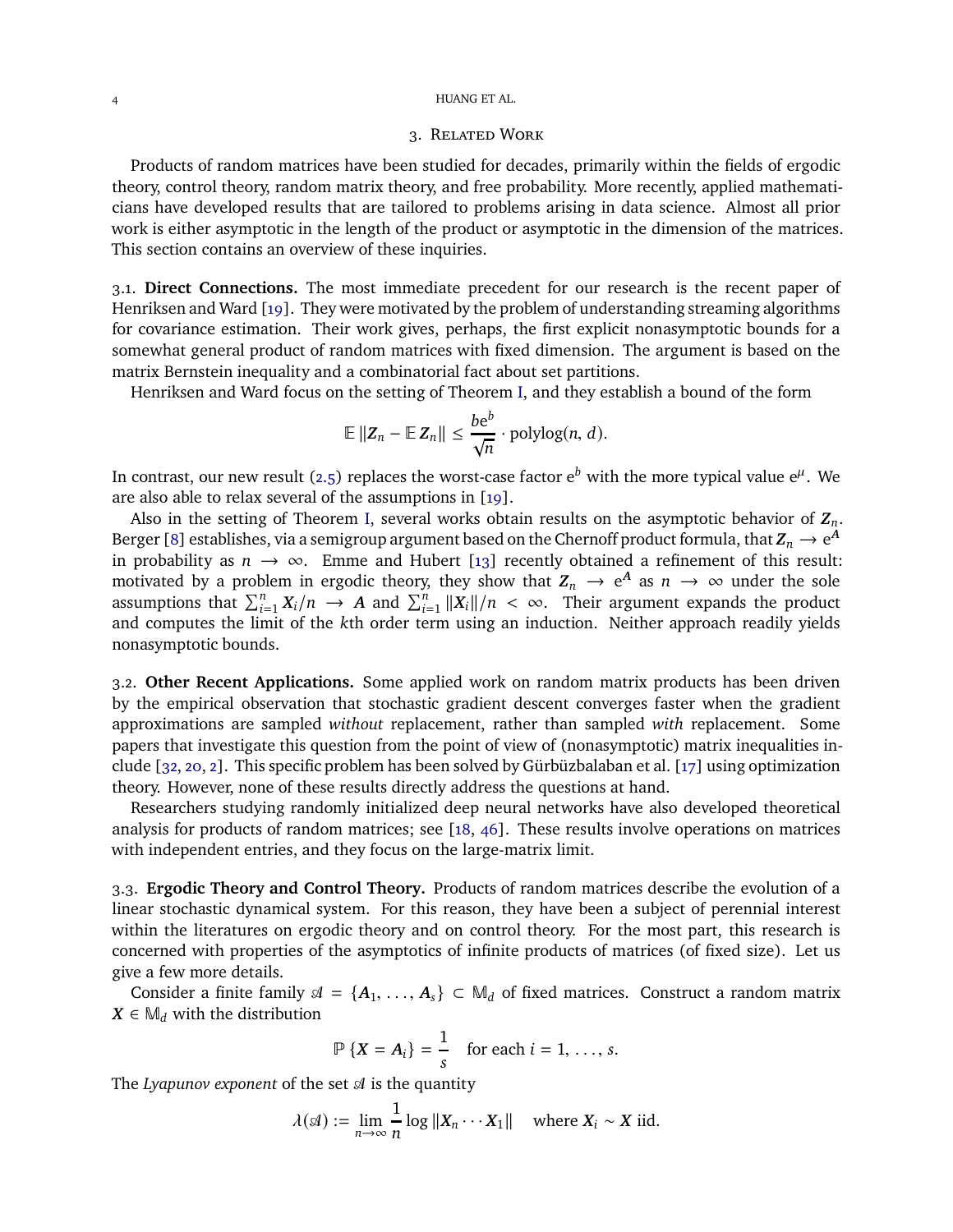## 3. Related Work

Products of random matrices have been studied for decades, primarily within the fields of ergodic theory, control theory, random matrix theory, and free probability. More recently, applied mathematicians have developed results that are tailored to problems arising in data science. Almost all prior work is either asymptotic in the length of the product or asymptotic in the dimension of the matrices. This section contains an overview of these inquiries.

### 3.1. Direct Connections.

The most immediate precedent for our research is the recent paper of Henriksen and Ward [19]. They were motivated by the problem of understanding streaming algorithms for covariance estimation. Their work gives, perhaps, the first explicit nonasymptotic bounds for a somewhat general product of random matrices with fixed dimension. The argument is based on the matrix Bernstein inequality and a combinatorial fact about set partitions.

Henriksen and Ward focus on the setting of Theorem I, and they establish a bound of the form

$$\mathbb{E}\,\|\boldsymbol{Z}_n - \mathbb{E}\,\boldsymbol{Z}_n\| \leq \frac{b\mathrm{e}^b}{\sqrt{n}} \cdot \mathrm{polylog}(n, d).$$

In contrast, our new result (2.5) replaces the worst-case factor $\mathrm{e}^b$ with the more typical value $\mathrm{e}^\mu$. We are also able to relax several of the assumptions in [19].

Also in the setting of Theorem I, several works obtain results on the asymptotic behavior of $\boldsymbol{Z}_n$. Berger [8] establishes, via a semigroup argument based on the Chernoff product formula, that $\boldsymbol{Z}_n \to \mathrm{e}^{\boldsymbol{A}}$ in probability as $n \to \infty$. Emme and Hubert [13] recently obtained a refinement of this result: motivated by a problem in ergodic theory, they show that $\boldsymbol{Z}_n \to \mathrm{e}^{\boldsymbol{A}}$ as $n \to \infty$ under the sole assumptions that $\sum_{i=1}^n \boldsymbol{X}_i/n \to \boldsymbol{A}$ and $\sum_{i=1}^n \|\boldsymbol{X}_i\|/n < \infty$. Their argument expands the product and computes the limit of the $k$th order term using an induction. Neither approach readily yields nonasymptotic bounds.

### 3.2. Other Recent Applications.

Some applied work on random matrix products has been driven by the empirical observation that stochastic gradient descent converges faster when the gradient approximations are sampled *without* replacement, rather than sampled *with* replacement. Some papers that investigate this question from the point of view of (nonasymptotic) matrix inequalities include [32, 20, 2]. This specific problem has been solved by Gürbüzbalaban et al. [17] using optimization theory. However, none of these results directly address the questions at hand.

Researchers studying randomly initialized deep neural networks have also developed theoretical analysis for products of random matrices; see [18, 46]. These results involve operations on matrices with independent entries, and they focus on the large-matrix limit.

### 3.3. Ergodic Theory and Control Theory.

Products of random matrices describe the evolution of a linear stochastic dynamical system. For this reason, they have been a subject of perennial interest within the literatures on ergodic theory and on control theory. For the most part, this research is concerned with properties of the asymptotics of infinite products of matrices (of fixed size). Let us give a few more details.

Consider a finite family $\mathscr{A} = \{\boldsymbol{A}_1, \dots, \boldsymbol{A}_s\} \subset \mathbb{M}_d$ of fixed matrices. Construct a random matrix $\boldsymbol{X} \in \mathbb{M}_d$ with the distribution

$$\mathbb{P}\,\{\boldsymbol{X} = \boldsymbol{A}_i\} = \frac{1}{s} \quad \text{for each } i = 1, \dots, s.$$

The *Lyapunov exponent* of the set $\mathscr{A}$ is the quantity

$$\lambda(\mathscr{A}) := \lim_{n\to\infty} \frac{1}{n} \log \|\boldsymbol{X}_n \cdots \boldsymbol{X}_1\| \quad \text{where } \boldsymbol{X}_i \sim \boldsymbol{X} \text{ iid}.$$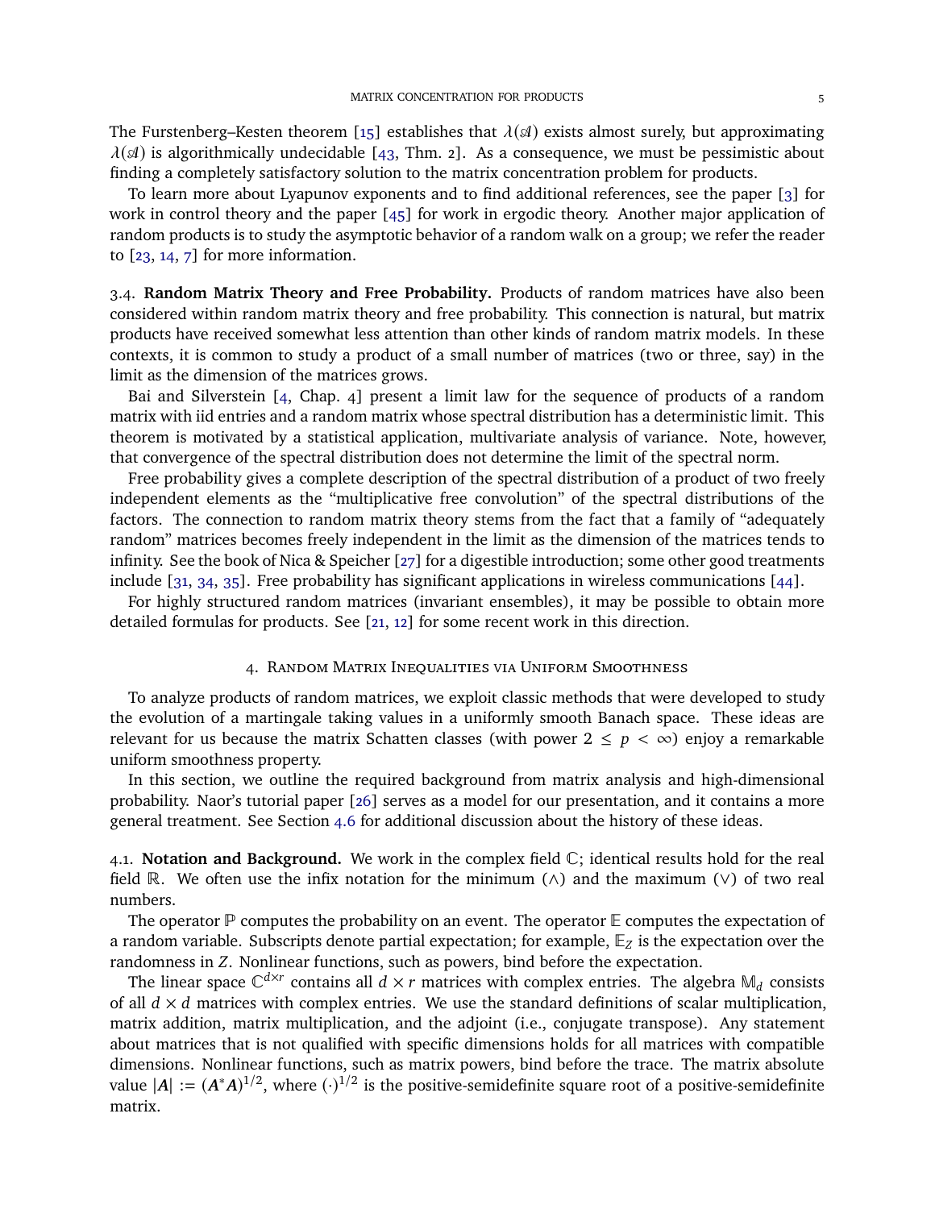The Furstenberg–Kesten theorem [15] establishes that $\lambda(\mathscr{A})$ exists almost surely, but approximating $\lambda(\mathscr{A})$ is algorithmically undecidable [43, Thm. 2]. As a consequence, we must be pessimistic about finding a completely satisfactory solution to the matrix concentration problem for products.

To learn more about Lyapunov exponents and to find additional references, see the paper [3] for work in control theory and the paper [45] for work in ergodic theory. Another major application of random products is to study the asymptotic behavior of a random walk on a group; we refer the reader to [23, 14, 7] for more information.

### 3.4. Random Matrix Theory and Free Probability.

Products of random matrices have also been considered within random matrix theory and free probability. This connection is natural, but matrix products have received somewhat less attention than other kinds of random matrix models. In these contexts, it is common to study a product of a small number of matrices (two or three, say) in the limit as the dimension of the matrices grows.

Bai and Silverstein [4, Chap. 4] present a limit law for the sequence of products of a random matrix with iid entries and a random matrix whose spectral distribution has a deterministic limit. This theorem is motivated by a statistical application, multivariate analysis of variance. Note, however, that convergence of the spectral distribution does not determine the limit of the spectral norm.

Free probability gives a complete description of the spectral distribution of a product of two freely independent elements as the "multiplicative free convolution" of the spectral distributions of the factors. The connection to random matrix theory stems from the fact that a family of "adequately random" matrices becomes freely independent in the limit as the dimension of the matrices tends to infinity. See the book of Nica & Speicher [27] for a digestible introduction; some other good treatments include [31, 34, 35]. Free probability has significant applications in wireless communications [44].

For highly structured random matrices (invariant ensembles), it may be possible to obtain more detailed formulas for products. See [21, 12] for some recent work in this direction.

## 4. Random Matrix Inequalities via Uniform Smoothness

To analyze products of random matrices, we exploit classic methods that were developed to study the evolution of a martingale taking values in a uniformly smooth Banach space. These ideas are relevant for us because the matrix Schatten classes (with power $2 \leq p < \infty$) enjoy a remarkable uniform smoothness property.

In this section, we outline the required background from matrix analysis and high-dimensional probability. Naor's tutorial paper [26] serves as a model for our presentation, and it contains a more general treatment. See Section 4.6 for additional discussion about the history of these ideas.

### 4.1. Notation and Background.

We work in the complex field $\mathbb{C}$; identical results hold for the real field $\mathbb{R}$. We often use the infix notation for the minimum ($\wedge$) and the maximum ($\vee$) of two real numbers.

The operator $\mathbb{P}$ computes the probability on an event. The operator $\mathbb{E}$ computes the expectation of a random variable. Subscripts denote partial expectation; for example, $\mathbb{E}_Z$ is the expectation over the randomness in $Z$. Nonlinear functions, such as powers, bind before the expectation.

The linear space $\mathbb{C}^{d\times r}$ contains all $d \times r$ matrices with complex entries. The algebra $\mathbb{M}_d$ consists of all $d \times d$ matrices with complex entries. We use the standard definitions of scalar multiplication, matrix addition, matrix multiplication, and the adjoint (i.e., conjugate transpose). Any statement about matrices that is not qualified with specific dimensions holds for all matrices with compatible dimensions. Nonlinear functions, such as matrix powers, bind before the trace. The matrix absolute value $|\boldsymbol{A}| := (\boldsymbol{A}^*\boldsymbol{A})^{1/2}$, where $(\cdot)^{1/2}$ is the positive-semidefinite square root of a positive-semidefinite matrix.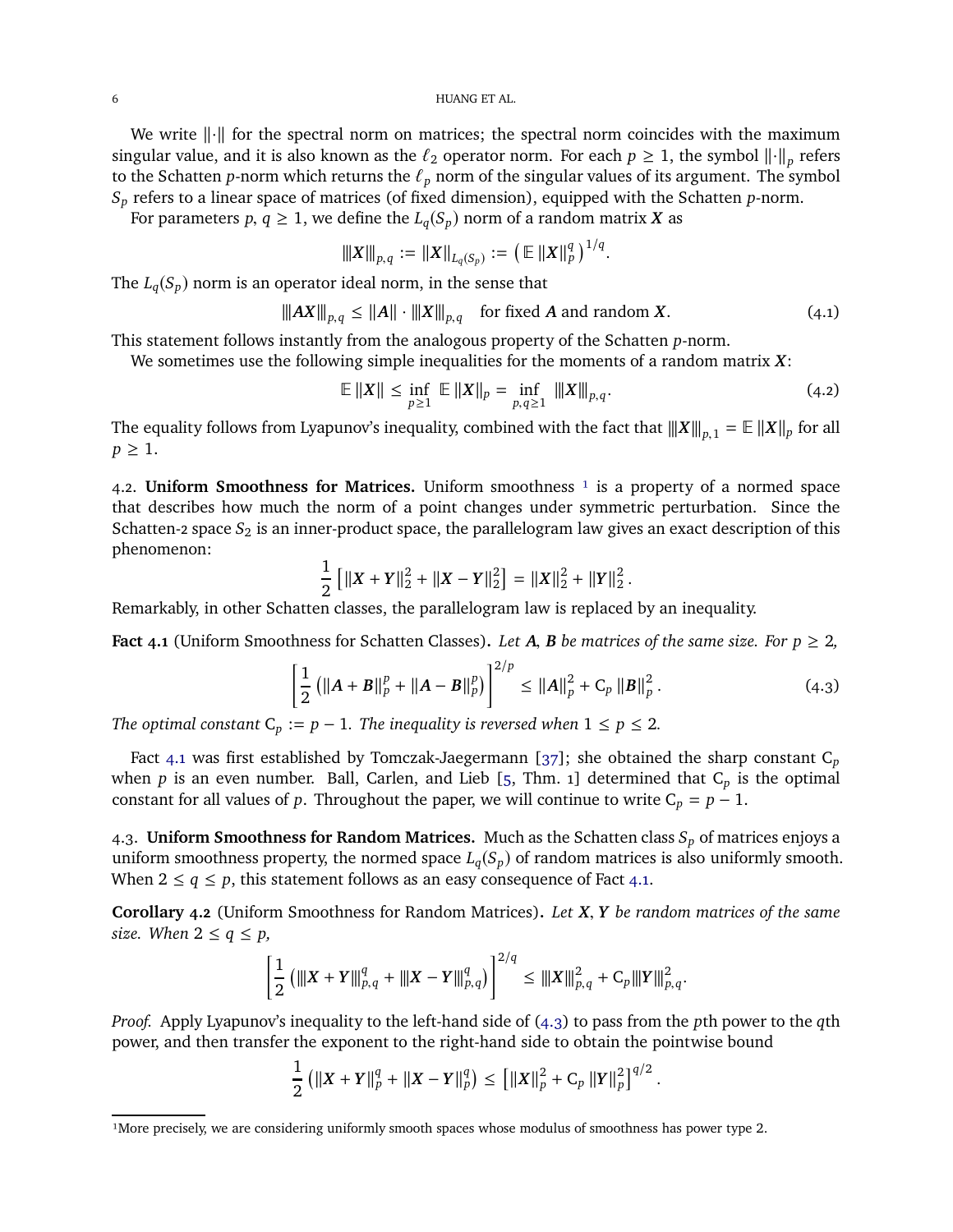We write $\|\cdot\|$ for the spectral norm on matrices; the spectral norm coincides with the maximum singular value, and it is also known as the $\ell_2$ operator norm. For each $p \geq 1$, the symbol $\|\cdot\|_p$ refers to the Schatten $p$-norm which returns the $\ell_p$ norm of the singular values of its argument. The symbol $S_p$ refers to a linear space of matrices (of fixed dimension), equipped with the Schatten $p$-norm.

For parameters $p, q \geq 1$, we define the $L_q(S_p)$ norm of a random matrix $\boldsymbol{X}$ as

$$|||\boldsymbol{X}|||_{p,q} := \|\boldsymbol{X}\|_{L_q(S_p)} := \left( \mathbb{E}\, \|\boldsymbol{X}\|_p^q \right)^{1/q}.$$

The $L_q(S_p)$ norm is an operator ideal norm, in the sense that

$$|||\boldsymbol{A}\boldsymbol{X}|||_{p,q} \leq \|\boldsymbol{A}\| \cdot |||\boldsymbol{X}|||_{p,q} \quad \text{for fixed } \boldsymbol{A} \text{ and random } \boldsymbol{X}. \tag{4.1}$$

This statement follows instantly from the analogous property of the Schatten $p$-norm.

We sometimes use the following simple inequalities for the moments of a random matrix $\boldsymbol{X}$:

$$\mathbb{E}\, \|\boldsymbol{X}\| \leq \inf_{p \geq 1}\, \mathbb{E}\, \|\boldsymbol{X}\|_p = \inf_{p,q \geq 1}\, |||\boldsymbol{X}|||_{p,q}. \tag{4.2}$$

The equality follows from Lyapunov's inequality, combined with the fact that $|||\boldsymbol{X}|||_{p,1} = \mathbb{E}\, \|\boldsymbol{X}\|_p$ for all $p \geq 1$.

4.2. **Uniform Smoothness for Matrices.** Uniform smoothness [1] is a property of a normed space that describes how much the norm of a point changes under symmetric perturbation. Since the Schatten-2 space $S_2$ is an inner-product space, the parallelogram law gives an exact description of this phenomenon:

$$\frac{1}{2}\left[ \|\boldsymbol{X}+\boldsymbol{Y}\|_2^2 + \|\boldsymbol{X}-\boldsymbol{Y}\|_2^2 \right] = \|\boldsymbol{X}\|_2^2 + \|\boldsymbol{Y}\|_2^2 .$$

Remarkably, in other Schatten classes, the parallelogram law is replaced by an inequality.

**Fact 4.1** (Uniform Smoothness for Schatten Classes)**.** *Let $\boldsymbol{A}, \boldsymbol{B}$ be matrices of the same size. For $p \geq 2$,*

$$\left[ \frac{1}{2}\left( \|\boldsymbol{A}+\boldsymbol{B}\|_p^p + \|\boldsymbol{A}-\boldsymbol{B}\|_p^p \right) \right]^{2/p} \leq \|\boldsymbol{A}\|_p^2 + \mathrm{C}_p\, \|\boldsymbol{B}\|_p^2 . \tag{4.3}$$

*The optimal constant $\mathrm{C}_p := p-1$. The inequality is reversed when $1 \leq p \leq 2$.*

Fact 4.1 was first established by Tomczak-Jaegermann [37]; she obtained the sharp constant $\mathrm{C}_p$ when $p$ is an even number. Ball, Carlen, and Lieb [5, Thm. 1] determined that $\mathrm{C}_p$ is the optimal constant for all values of $p$. Throughout the paper, we will continue to write $\mathrm{C}_p = p-1$.

4.3. **Uniform Smoothness for Random Matrices.** Much as the Schatten class $S_p$ of matrices enjoys a uniform smoothness property, the normed space $L_q(S_p)$ of random matrices is also uniformly smooth. When $2 \leq q \leq p$, this statement follows as an easy consequence of Fact 4.1.

**Corollary 4.2** (Uniform Smoothness for Random Matrices)**.** *Let $\boldsymbol{X}, \boldsymbol{Y}$ be random matrices of the same size. When $2 \leq q \leq p$,*

$$\left[ \frac{1}{2}\left( |||\boldsymbol{X}+\boldsymbol{Y}|||_{p,q}^q + |||\boldsymbol{X}-\boldsymbol{Y}|||_{p,q}^q \right) \right]^{2/q} \leq |||\boldsymbol{X}|||_{p,q}^2 + \mathrm{C}_p |||\boldsymbol{Y}|||_{p,q}^2.$$

*Proof.* Apply Lyapunov's inequality to the left-hand side of (4.3) to pass from the $p$th power to the $q$th power, and then transfer the exponent to the right-hand side to obtain the pointwise bound

$$\frac{1}{2}\left( \|\boldsymbol{X}+\boldsymbol{Y}\|_p^q + \|\boldsymbol{X}-\boldsymbol{Y}\|_p^q \right) \leq \left[ \|\boldsymbol{X}\|_p^2 + \mathrm{C}_p\, \|\boldsymbol{Y}\|_p^2 \right]^{q/2} .$$

---

[1] More precisely, we are considering uniformly smooth spaces whose modulus of smoothness has power type 2.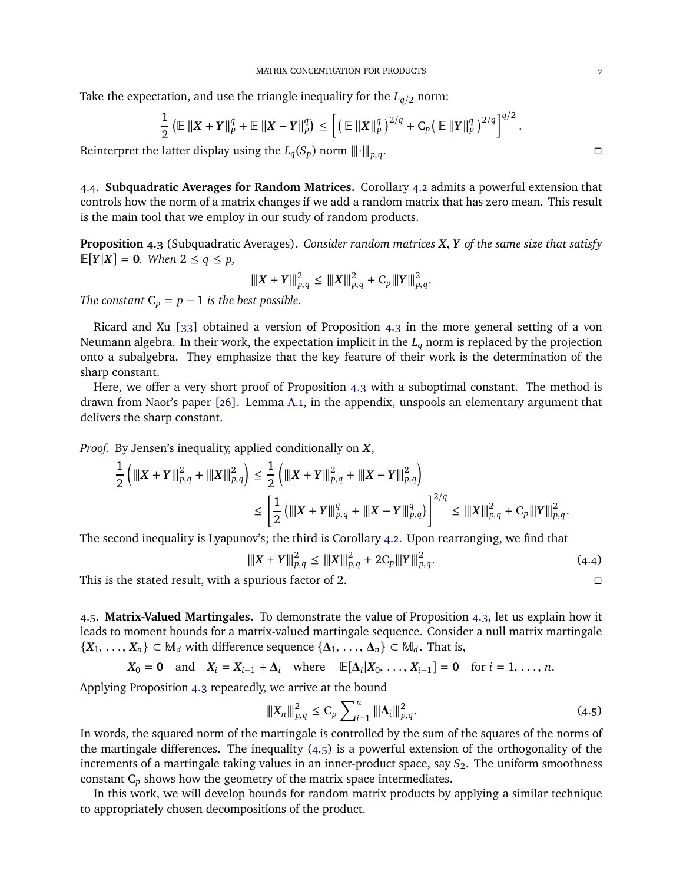Take the expectation, and use the triangle inequality for the $L_{q/2}$ norm:

$$\frac{1}{2}\left(\mathbb{E}\,\|X+Y\|_p^q + \mathbb{E}\,\|X-Y\|_p^q\right) \le \left[\left(\mathbb{E}\,\|X\|_p^q\right)^{2/q} + \mathrm{C}_p\left(\mathbb{E}\,\|Y\|_p^q\right)^{2/q}\right]^{q/2}.$$

Reinterpret the latter display using the $L_q(S_p)$ norm $|||\cdot|||_{p,q}$. □

### 4.4. Subquadratic Averages for Random Matrices.

Corollary 4.2 admits a powerful extension that controls how the norm of a matrix changes if we add a random matrix that has zero mean. This result is the main tool that we employ in our study of random products.

**Proposition 4.3** (Subquadratic Averages)**.** *Consider random matrices $X, Y$ of the same size that satisfy $\mathbb{E}[Y|X] = \mathbf{0}$. When $2 \le q \le p$,*

$$|||X+Y|||_{p,q}^2 \le |||X|||_{p,q}^2 + \mathrm{C}_p |||Y|||_{p,q}^2.$$

*The constant $\mathrm{C}_p = p-1$ is the best possible.*

Ricard and Xu [33] obtained a version of Proposition 4.3 in the more general setting of a von Neumann algebra. In their work, the expectation implicit in the $L_q$ norm is replaced by the projection onto a subalgebra. They emphasize that the key feature of their work is the determination of the sharp constant.

Here, we offer a very short proof of Proposition 4.3 with a suboptimal constant. The method is drawn from Naor's paper [26]. Lemma A.1, in the appendix, unspools an elementary argument that delivers the sharp constant.

*Proof.* By Jensen's inequality, applied conditionally on $X$,

$$\begin{aligned}\frac{1}{2}\left(|||X+Y|||_{p,q}^2 + |||X|||_{p,q}^2\right) &\le \frac{1}{2}\left(|||X+Y|||_{p,q}^2 + |||X-Y|||_{p,q}^2\right)\\ &\le \left[\frac{1}{2}\left(|||X+Y|||_{p,q}^q + |||X-Y|||_{p,q}^q\right)\right]^{2/q} \le |||X|||_{p,q}^2 + \mathrm{C}_p|||Y|||_{p,q}^2.\end{aligned}$$

The second inequality is Lyapunov's; the third is Corollary 4.2. Upon rearranging, we find that

$$|||X+Y|||_{p,q}^2 \le |||X|||_{p,q}^2 + 2\mathrm{C}_p|||Y|||_{p,q}^2. \tag{4.4}$$

This is the stated result, with a spurious factor of 2. □

### 4.5. Matrix-Valued Martingales.

To demonstrate the value of Proposition 4.3, let us explain how it leads to moment bounds for a matrix-valued martingale sequence. Consider a null matrix martingale $\{X_1, \dots, X_n\} \subset \mathbb{M}_d$ with difference sequence $\{\Delta_1, \dots, \Delta_n\} \subset \mathbb{M}_d$. That is,

$$X_0 = \mathbf{0} \quad \text{and} \quad X_i = X_{i-1} + \Delta_i \quad \text{where} \quad \mathbb{E}[\Delta_i | X_0, \dots, X_{i-1}] = \mathbf{0} \quad \text{for } i = 1, \dots, n.$$

Applying Proposition 4.3 repeatedly, we arrive at the bound

$$|||X_n|||_{p,q}^2 \le \mathrm{C}_p \sum\nolimits_{i=1}^n |||\Delta_i|||_{p,q}^2. \tag{4.5}$$

In words, the squared norm of the martingale is controlled by the sum of the squares of the norms of the martingale differences. The inequality (4.5) is a powerful extension of the orthogonality of the increments of a martingale taking values in an inner-product space, say $S_2$. The uniform smoothness constant $\mathrm{C}_p$ shows how the geometry of the matrix space intermediates.

In this work, we will develop bounds for random matrix products by applying a similar technique to appropriately chosen decompositions of the product.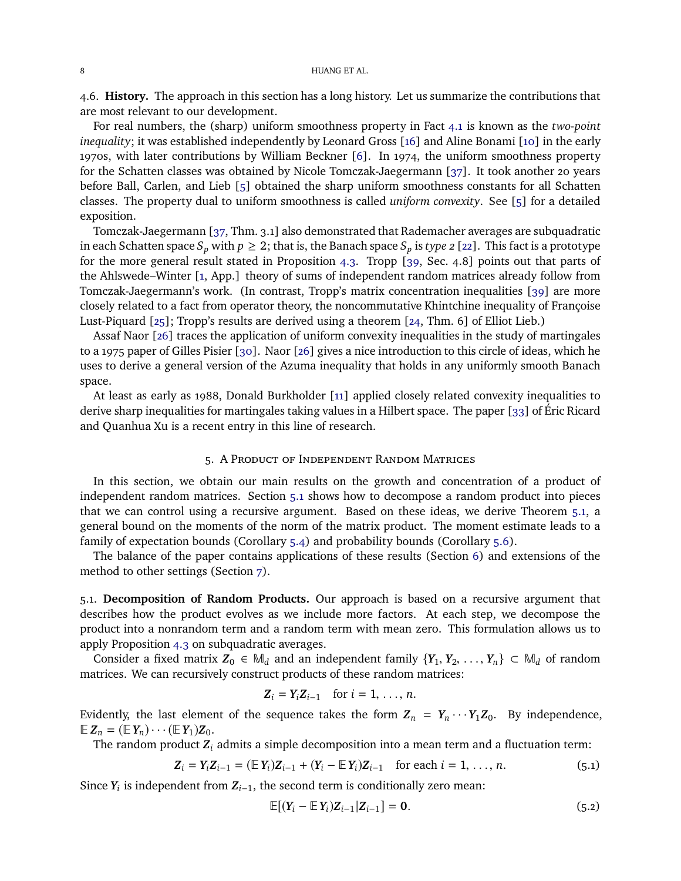### 4.6. **History.**

The approach in this section has a long history. Let us summarize the contributions that are most relevant to our development.

For real numbers, the (sharp) uniform smoothness property in Fact 4.1 is known as the *two-point inequality*; it was established independently by Leonard Gross [16] and Aline Bonami [10] in the early 1970s, with later contributions by William Beckner [6]. In 1974, the uniform smoothness property for the Schatten classes was obtained by Nicole Tomczak-Jaegermann [37]. It took another 20 years before Ball, Carlen, and Lieb [5] obtained the sharp uniform smoothness constants for all Schatten classes. The property dual to uniform smoothness is called *uniform convexity*. See [5] for a detailed exposition.

Tomczak-Jaegermann [37, Thm. 3.1] also demonstrated that Rademacher averages are subquadratic in each Schatten space $S_p$ with $p \geq 2$; that is, the Banach space $S_p$ is *type 2* [22]. This fact is a prototype for the more general result stated in Proposition 4.3. Tropp [39, Sec. 4.8] points out that parts of the Ahlswede–Winter [1, App.] theory of sums of independent random matrices already follow from Tomczak-Jaegermann's work. (In contrast, Tropp's matrix concentration inequalities [39] are more closely related to a fact from operator theory, the noncommutative Khintchine inequality of Françoise Lust-Piquard [25]; Tropp's results are derived using a theorem [24, Thm. 6] of Elliot Lieb.)

Assaf Naor [26] traces the application of uniform convexity inequalities in the study of martingales to a 1975 paper of Gilles Pisier [30]. Naor [26] gives a nice introduction to this circle of ideas, which he uses to derive a general version of the Azuma inequality that holds in any uniformly smooth Banach space.

At least as early as 1988, Donald Burkholder [11] applied closely related convexity inequalities to derive sharp inequalities for martingales taking values in a Hilbert space. The paper [33] of Éric Ricard and Quanhua Xu is a recent entry in this line of research.

## 5. A Product of Independent Random Matrices

In this section, we obtain our main results on the growth and concentration of a product of independent random matrices. Section 5.1 shows how to decompose a random product into pieces that we can control using a recursive argument. Based on these ideas, we derive Theorem 5.1, a general bound on the moments of the norm of the matrix product. The moment estimate leads to a family of expectation bounds (Corollary 5.4) and probability bounds (Corollary 5.6).

The balance of the paper contains applications of these results (Section 6) and extensions of the method to other settings (Section 7).

### 5.1. **Decomposition of Random Products.**

Our approach is based on a recursive argument that describes how the product evolves as we include more factors. At each step, we decompose the product into a nonrandom term and a random term with mean zero. This formulation allows us to apply Proposition 4.3 on subquadratic averages.

Consider a fixed matrix $\boldsymbol{Z}_0 \in \mathbb{M}_d$ and an independent family $\{\boldsymbol{Y}_1, \boldsymbol{Y}_2, \ldots, \boldsymbol{Y}_n\} \subset \mathbb{M}_d$ of random matrices. We can recursively construct products of these random matrices:

$$\boldsymbol{Z}_i = \boldsymbol{Y}_i \boldsymbol{Z}_{i-1} \quad \text{for } i = 1, \ldots, n.$$

Evidently, the last element of the sequence takes the form $\boldsymbol{Z}_n = \boldsymbol{Y}_n \cdots \boldsymbol{Y}_1 \boldsymbol{Z}_0$. By independence, $\mathbb{E}\,\boldsymbol{Z}_n = (\mathbb{E}\,\boldsymbol{Y}_n) \cdots (\mathbb{E}\,\boldsymbol{Y}_1) \boldsymbol{Z}_0$.

The random product $\boldsymbol{Z}_i$ admits a simple decomposition into a mean term and a fluctuation term:

$$\boldsymbol{Z}_i = \boldsymbol{Y}_i \boldsymbol{Z}_{i-1} = (\mathbb{E}\,\boldsymbol{Y}_i)\boldsymbol{Z}_{i-1} + (\boldsymbol{Y}_i - \mathbb{E}\,\boldsymbol{Y}_i)\boldsymbol{Z}_{i-1} \quad \text{for each } i = 1, \ldots, n. \tag{5.1}$$

Since $\boldsymbol{Y}_i$ is independent from $\boldsymbol{Z}_{i-1}$, the second term is conditionally zero mean:

$$\mathbb{E}[(\boldsymbol{Y}_i - \mathbb{E}\,\boldsymbol{Y}_i)\boldsymbol{Z}_{i-1} | \boldsymbol{Z}_{i-1}] = \mathbf{0}. \tag{5.2}$$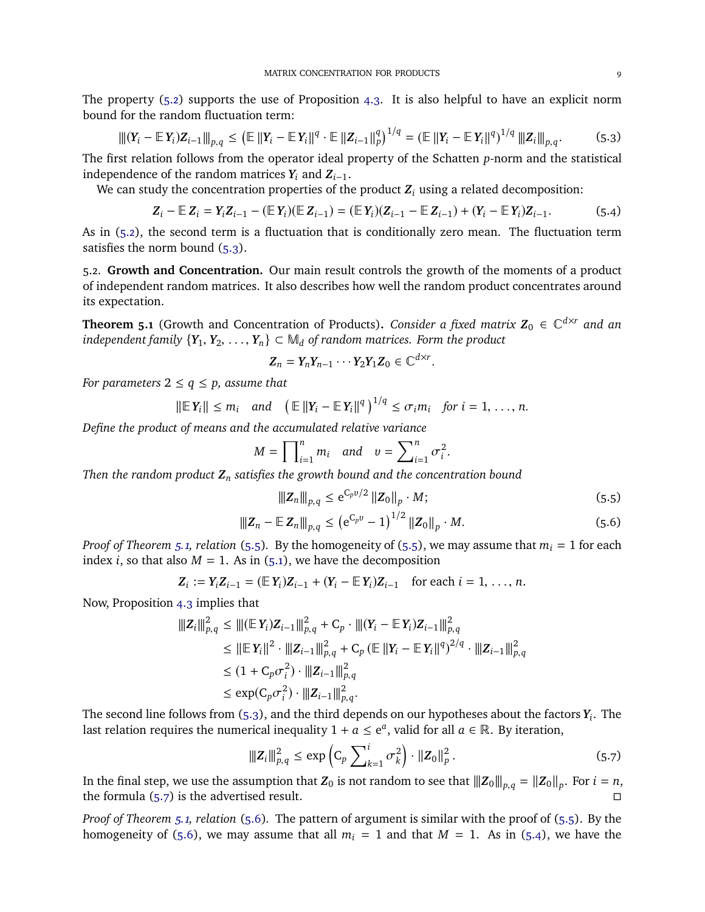The property (5.2) supports the use of Proposition 4.3. It is also helpful to have an explicit norm bound for the random fluctuation term:

$$|||(\boldsymbol{Y}_i - \mathbb{E}\,\boldsymbol{Y}_i)\boldsymbol{Z}_{i-1}|||_{p,q} \le \left(\mathbb{E}\,\|\boldsymbol{Y}_i - \mathbb{E}\,\boldsymbol{Y}_i\|^q \cdot \mathbb{E}\,\|\boldsymbol{Z}_{i-1}\|_p^q\right)^{1/q} = \left(\mathbb{E}\,\|\boldsymbol{Y}_i - \mathbb{E}\,\boldsymbol{Y}_i\|^q\right)^{1/q} |||\boldsymbol{Z}_i|||_{p,q}. \tag{5.3}$$

The first relation follows from the operator ideal property of the Schatten $p$-norm and the statistical independence of the random matrices $\boldsymbol{Y}_i$ and $\boldsymbol{Z}_{i-1}$.

We can study the concentration properties of the product $\boldsymbol{Z}_i$ using a related decomposition:

$$\boldsymbol{Z}_i - \mathbb{E}\,\boldsymbol{Z}_i = \boldsymbol{Y}_i\boldsymbol{Z}_{i-1} - (\mathbb{E}\,\boldsymbol{Y}_i)(\mathbb{E}\,\boldsymbol{Z}_{i-1}) = (\mathbb{E}\,\boldsymbol{Y}_i)(\boldsymbol{Z}_{i-1} - \mathbb{E}\,\boldsymbol{Z}_{i-1}) + (\boldsymbol{Y}_i - \mathbb{E}\,\boldsymbol{Y}_i)\boldsymbol{Z}_{i-1}. \tag{5.4}$$

As in (5.2), the second term is a fluctuation that is conditionally zero mean. The fluctuation term satisfies the norm bound (5.3).

5.2. **Growth and Concentration.** Our main result controls the growth of the moments of a product of independent random matrices. It also describes how well the random product concentrates around its expectation.

**Theorem 5.1** (Growth and Concentration of Products)**.** *Consider a fixed matrix $\boldsymbol{Z}_0 \in \mathbb{C}^{d\times r}$ and an independent family $\{\boldsymbol{Y}_1, \boldsymbol{Y}_2, \dots, \boldsymbol{Y}_n\} \subset \mathbb{M}_d$ of random matrices. Form the product*

$$\boldsymbol{Z}_n = \boldsymbol{Y}_n\boldsymbol{Y}_{n-1}\cdots\boldsymbol{Y}_2\boldsymbol{Y}_1\boldsymbol{Z}_0 \in \mathbb{C}^{d\times r}.$$

*For parameters $2 \le q \le p$, assume that*

$$\|\mathbb{E}\,\boldsymbol{Y}_i\| \le m_i \quad\text{and}\quad \left(\mathbb{E}\,\|\boldsymbol{Y}_i - \mathbb{E}\,\boldsymbol{Y}_i\|^q\right)^{1/q} \le \sigma_i m_i \quad\text{for } i = 1, \dots, n.$$

*Define the product of means and the accumulated relative variance*

$$M = \prod\nolimits_{i=1}^n m_i \quad\text{and}\quad v = \sum\nolimits_{i=1}^n \sigma_i^2.$$

*Then the random product $\boldsymbol{Z}_n$ satisfies the growth bound and the concentration bound*

$$|||\boldsymbol{Z}_n|||_{p,q} \le \mathrm{e}^{\mathrm{C}_p v/2}\,\|\boldsymbol{Z}_0\|_p \cdot M; \tag{5.5}$$

$$|||\boldsymbol{Z}_n - \mathbb{E}\,\boldsymbol{Z}_n|||_{p,q} \le \left(\mathrm{e}^{\mathrm{C}_p v} - 1\right)^{1/2}\|\boldsymbol{Z}_0\|_p \cdot M. \tag{5.6}$$

*Proof of Theorem 5.1, relation* (5.5). By the homogeneity of (5.5), we may assume that $m_i = 1$ for each index $i$, so that also $M = 1$. As in (5.1), we have the decomposition

$$\boldsymbol{Z}_i := \boldsymbol{Y}_i\boldsymbol{Z}_{i-1} = (\mathbb{E}\,\boldsymbol{Y}_i)\boldsymbol{Z}_{i-1} + (\boldsymbol{Y}_i - \mathbb{E}\,\boldsymbol{Y}_i)\boldsymbol{Z}_{i-1} \quad\text{for each } i = 1, \dots, n.$$

Now, Proposition 4.3 implies that

$$\begin{aligned}
|||\boldsymbol{Z}_i|||_{p,q}^2 &\le |||(\mathbb{E}\,\boldsymbol{Y}_i)\boldsymbol{Z}_{i-1}|||_{p,q}^2 + \mathrm{C}_p \cdot |||(\boldsymbol{Y}_i - \mathbb{E}\,\boldsymbol{Y}_i)\boldsymbol{Z}_{i-1}|||_{p,q}^2 \\
&\le \|\mathbb{E}\,\boldsymbol{Y}_i\|^2 \cdot |||\boldsymbol{Z}_{i-1}|||_{p,q}^2 + \mathrm{C}_p\left(\mathbb{E}\,\|\boldsymbol{Y}_i - \mathbb{E}\,\boldsymbol{Y}_i\|^q\right)^{2/q} \cdot |||\boldsymbol{Z}_{i-1}|||_{p,q}^2 \\
&\le (1 + \mathrm{C}_p\sigma_i^2) \cdot |||\boldsymbol{Z}_{i-1}|||_{p,q}^2 \\
&\le \exp(\mathrm{C}_p\sigma_i^2) \cdot |||\boldsymbol{Z}_{i-1}|||_{p,q}^2.
\end{aligned}$$

The second line follows from (5.3), and the third depends on our hypotheses about the factors $\boldsymbol{Y}_i$. The last relation requires the numerical inequality $1 + a \le \mathrm{e}^a$, valid for all $a \in \mathbb{R}$. By iteration,

$$|||\boldsymbol{Z}_i|||_{p,q}^2 \le \exp\left(\mathrm{C}_p \sum\nolimits_{k=1}^i \sigma_k^2\right) \cdot \|\boldsymbol{Z}_0\|_p^2. \tag{5.7}$$

In the final step, we use the assumption that $\boldsymbol{Z}_0$ is not random to see that $|||\boldsymbol{Z}_0|||_{p,q} = \|\boldsymbol{Z}_0\|_p$. For $i = n$, the formula (5.7) is the advertised result. ◻

*Proof of Theorem 5.1, relation* (5.6). The pattern of argument is similar with the proof of (5.5). By the homogeneity of (5.6), we may assume that all $m_i = 1$ and that $M = 1$. As in (5.4), we have the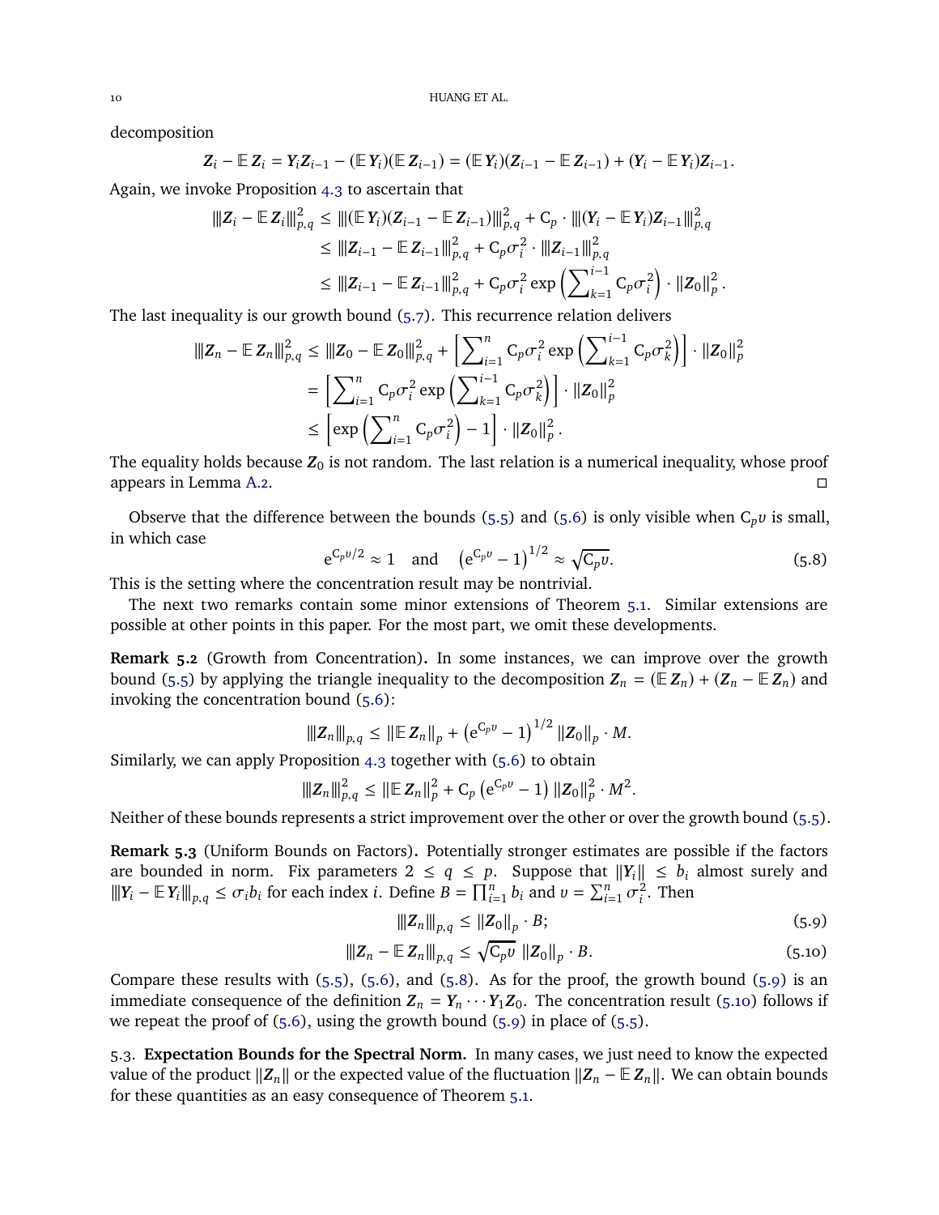decomposition

$$\boldsymbol{Z}_i - \mathbb{E}\,\boldsymbol{Z}_i = \boldsymbol{Y}_i\boldsymbol{Z}_{i-1} - (\mathbb{E}\,\boldsymbol{Y}_i)(\mathbb{E}\,\boldsymbol{Z}_{i-1}) = (\mathbb{E}\,\boldsymbol{Y}_i)(\boldsymbol{Z}_{i-1} - \mathbb{E}\,\boldsymbol{Z}_{i-1}) + (\boldsymbol{Y}_i - \mathbb{E}\,\boldsymbol{Y}_i)\boldsymbol{Z}_{i-1}.$$

Again, we invoke Proposition 4.3 to ascertain that

$$\begin{aligned}
\vert\!\vert\!\vert \boldsymbol{Z}_i - \mathbb{E}\,\boldsymbol{Z}_i \vert\!\vert\!\vert_{p,q}^2 &\le \vert\!\vert\!\vert (\mathbb{E}\,\boldsymbol{Y}_i)(\boldsymbol{Z}_{i-1} - \mathbb{E}\,\boldsymbol{Z}_{i-1}) \vert\!\vert\!\vert_{p,q}^2 + \mathrm{C}_p \cdot \vert\!\vert\!\vert (\boldsymbol{Y}_i - \mathbb{E}\,\boldsymbol{Y}_i)\boldsymbol{Z}_{i-1} \vert\!\vert\!\vert_{p,q}^2 \\
&\le \vert\!\vert\!\vert \boldsymbol{Z}_{i-1} - \mathbb{E}\,\boldsymbol{Z}_{i-1} \vert\!\vert\!\vert_{p,q}^2 + \mathrm{C}_p \sigma_i^2 \cdot \vert\!\vert\!\vert \boldsymbol{Z}_{i-1} \vert\!\vert\!\vert_{p,q}^2 \\
&\le \vert\!\vert\!\vert \boldsymbol{Z}_{i-1} - \mathbb{E}\,\boldsymbol{Z}_{i-1} \vert\!\vert\!\vert_{p,q}^2 + \mathrm{C}_p \sigma_i^2 \exp\left(\sum\nolimits_{k=1}^{i-1} \mathrm{C}_p \sigma_i^2\right) \cdot \|\boldsymbol{Z}_0\|_p^2 .
\end{aligned}$$

The last inequality is our growth bound (5.7). This recurrence relation delivers

$$\begin{aligned}
\vert\!\vert\!\vert \boldsymbol{Z}_n - \mathbb{E}\,\boldsymbol{Z}_n \vert\!\vert\!\vert_{p,q}^2 &\le \vert\!\vert\!\vert \boldsymbol{Z}_0 - \mathbb{E}\,\boldsymbol{Z}_0 \vert\!\vert\!\vert_{p,q}^2 + \left[\sum\nolimits_{i=1}^{n} \mathrm{C}_p \sigma_i^2 \exp\left(\sum\nolimits_{k=1}^{i-1} \mathrm{C}_p \sigma_k^2\right)\right] \cdot \|\boldsymbol{Z}_0\|_p^2 \\
&= \left[\sum\nolimits_{i=1}^{n} \mathrm{C}_p \sigma_i^2 \exp\left(\sum\nolimits_{k=1}^{i-1} \mathrm{C}_p \sigma_k^2\right)\right] \cdot \|\boldsymbol{Z}_0\|_p^2 \\
&\le \left[\exp\left(\sum\nolimits_{i=1}^{n} \mathrm{C}_p \sigma_i^2\right) - 1\right] \cdot \|\boldsymbol{Z}_0\|_p^2 .
\end{aligned}$$

The equality holds because $\boldsymbol{Z}_0$ is not random. The last relation is a numerical inequality, whose proof appears in Lemma A.2. □

Observe that the difference between the bounds (5.5) and (5.6) is only visible when $\mathrm{C}_p v$ is small, in which case

$$\mathrm{e}^{\mathrm{C}_p v/2} \approx 1 \quad \text{and} \quad \left(\mathrm{e}^{\mathrm{C}_p v} - 1\right)^{1/2} \approx \sqrt{\mathrm{C}_p v}. \tag{5.8}$$

This is the setting where the concentration result may be nontrivial.

The next two remarks contain some minor extensions of Theorem 5.1. Similar extensions are possible at other points in this paper. For the most part, we omit these developments.

**Remark 5.2** (Growth from Concentration)**.** In some instances, we can improve over the growth bound (5.5) by applying the triangle inequality to the decomposition $\boldsymbol{Z}_n = (\mathbb{E}\,\boldsymbol{Z}_n) + (\boldsymbol{Z}_n - \mathbb{E}\,\boldsymbol{Z}_n)$ and invoking the concentration bound (5.6):

$$\vert\!\vert\!\vert \boldsymbol{Z}_n \vert\!\vert\!\vert_{p,q} \le \|\mathbb{E}\,\boldsymbol{Z}_n\|_p + \left(\mathrm{e}^{\mathrm{C}_p v} - 1\right)^{1/2} \|\boldsymbol{Z}_0\|_p \cdot M.$$

Similarly, we can apply Proposition 4.3 together with (5.6) to obtain

$$\vert\!\vert\!\vert \boldsymbol{Z}_n \vert\!\vert\!\vert_{p,q}^2 \le \|\mathbb{E}\,\boldsymbol{Z}_n\|_p^2 + \mathrm{C}_p \left(\mathrm{e}^{\mathrm{C}_p v} - 1\right) \|\boldsymbol{Z}_0\|_p^2 \cdot M^2.$$

Neither of these bounds represents a strict improvement over the other or over the growth bound (5.5).

**Remark 5.3** (Uniform Bounds on Factors)**.** Potentially stronger estimates are possible if the factors are bounded in norm. Fix parameters $2 \le q \le p$. Suppose that $\|\boldsymbol{Y}_i\| \le b_i$ almost surely and $\vert\!\vert\!\vert \boldsymbol{Y}_i - \mathbb{E}\,\boldsymbol{Y}_i \vert\!\vert\!\vert_{p,q} \le \sigma_i b_i$ for each index $i$. Define $B = \prod_{i=1}^n b_i$ and $v = \sum_{i=1}^n \sigma_i^2$. Then

$$\vert\!\vert\!\vert \boldsymbol{Z}_n \vert\!\vert\!\vert_{p,q} \le \|\boldsymbol{Z}_0\|_p \cdot B; \tag{5.9}$$

$$\vert\!\vert\!\vert \boldsymbol{Z}_n - \mathbb{E}\,\boldsymbol{Z}_n \vert\!\vert\!\vert_{p,q} \le \sqrt{\mathrm{C}_p v}\; \|\boldsymbol{Z}_0\|_p \cdot B. \tag{5.10}$$

Compare these results with (5.5), (5.6), and (5.8). As for the proof, the growth bound (5.9) is an immediate consequence of the definition $\boldsymbol{Z}_n = \boldsymbol{Y}_n \cdots \boldsymbol{Y}_1 \boldsymbol{Z}_0$. The concentration result (5.10) follows if we repeat the proof of (5.6), using the growth bound (5.9) in place of (5.5).

5.3. **Expectation Bounds for the Spectral Norm.** In many cases, we just need to know the expected value of the product $\|\boldsymbol{Z}_n\|$ or the expected value of the fluctuation $\|\boldsymbol{Z}_n - \mathbb{E}\,\boldsymbol{Z}_n\|$. We can obtain bounds for these quantities as an easy consequence of Theorem 5.1.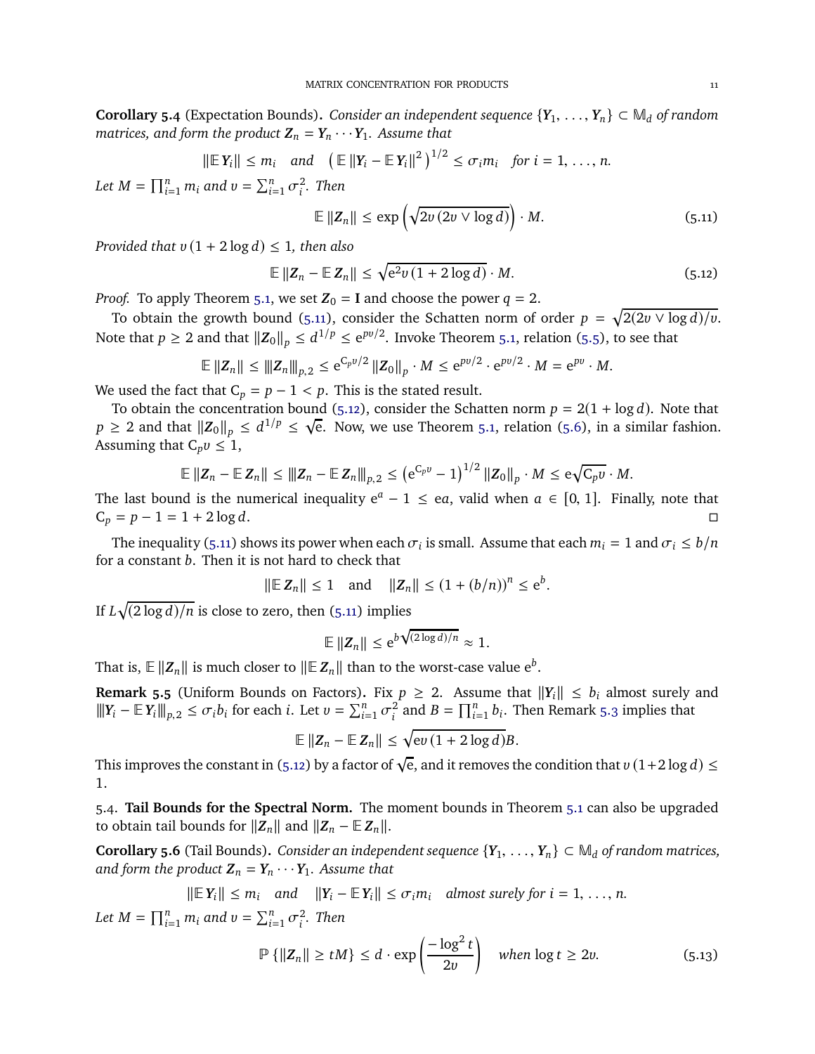**Corollary 5.4** (Expectation Bounds)**.** *Consider an independent sequence $\{\boldsymbol{Y}_1, \dots, \boldsymbol{Y}_n\} \subset \mathbb{M}_d$ of random matrices, and form the product $\boldsymbol{Z}_n = \boldsymbol{Y}_n \cdots \boldsymbol{Y}_1$. Assume that*

$$\|\mathbb{E}\, \boldsymbol{Y}_i\| \le m_i \quad \text{and} \quad \left(\mathbb{E}\, \|\boldsymbol{Y}_i - \mathbb{E}\, \boldsymbol{Y}_i\|^2\right)^{1/2} \le \sigma_i m_i \quad \text{for } i = 1, \dots, n.$$

*Let $M = \prod_{i=1}^n m_i$ and $v = \sum_{i=1}^n \sigma_i^2$. Then*

$$\mathbb{E}\, \|\boldsymbol{Z}_n\| \le \exp\left(\sqrt{2v\,(2v \vee \log d)}\right) \cdot M. \tag{5.11}$$

*Provided that $v\,(1 + 2\log d) \le 1$, then also*

$$\mathbb{E}\, \|\boldsymbol{Z}_n - \mathbb{E}\, \boldsymbol{Z}_n\| \le \sqrt{\mathrm{e}^2 v\,(1 + 2\log d)} \cdot M. \tag{5.12}$$

*Proof.* To apply Theorem 5.1, we set $\boldsymbol{Z}_0 = \mathbf{I}$ and choose the power $q = 2$.

To obtain the growth bound (5.11), consider the Schatten norm of order $p = \sqrt{2(2v \vee \log d)/v}$. Note that $p \ge 2$ and that $\|\boldsymbol{Z}_0\|_p \le d^{1/p} \le \mathrm{e}^{pv/2}$. Invoke Theorem 5.1, relation (5.5), to see that

$$\mathbb{E}\, \|\boldsymbol{Z}_n\| \le |||\boldsymbol{Z}_n|||_{p,2} \le \mathrm{e}^{\mathrm{C}_p v/2}\, \|\boldsymbol{Z}_0\|_p \cdot M \le \mathrm{e}^{pv/2} \cdot \mathrm{e}^{pv/2} \cdot M = \mathrm{e}^{pv} \cdot M.$$

We used the fact that $\mathrm{C}_p = p - 1 < p$. This is the stated result.

To obtain the concentration bound (5.12), consider the Schatten norm $p = 2(1 + \log d)$. Note that $p \ge 2$ and that $\|\boldsymbol{Z}_0\|_p \le d^{1/p} \le \sqrt{\mathrm{e}}$. Now, we use Theorem 5.1, relation (5.6), in a similar fashion. Assuming that $\mathrm{C}_p v \le 1$,

$$\mathbb{E}\, \|\boldsymbol{Z}_n - \mathbb{E}\, \boldsymbol{Z}_n\| \le |||\boldsymbol{Z}_n - \mathbb{E}\, \boldsymbol{Z}_n|||_{p,2} \le \left(\mathrm{e}^{\mathrm{C}_p v} - 1\right)^{1/2} \|\boldsymbol{Z}_0\|_p \cdot M \le \mathrm{e}\sqrt{\mathrm{C}_p v} \cdot M.$$

The last bound is the numerical inequality $\mathrm{e}^a - 1 \le \mathrm{e}a$, valid when $a \in [0, 1]$. Finally, note that $\mathrm{C}_p = p - 1 = 1 + 2\log d$. $\square$

The inequality (5.11) shows its power when each $\sigma_i$ is small. Assume that each $m_i = 1$ and $\sigma_i \le b/n$ for a constant $b$. Then it is not hard to check that

$$\|\mathbb{E}\, \boldsymbol{Z}_n\| \le 1 \quad \text{and} \quad \|\boldsymbol{Z}_n\| \le (1 + (b/n))^n \le \mathrm{e}^b.$$

If $L\sqrt{(2\log d)/n}$ is close to zero, then (5.11) implies

$$\mathbb{E}\, \|\boldsymbol{Z}_n\| \le \mathrm{e}^{b\sqrt{(2\log d)/n}} \approx 1.$$

That is, $\mathbb{E}\, \|\boldsymbol{Z}_n\|$ is much closer to $\|\mathbb{E}\, \boldsymbol{Z}_n\|$ than to the worst-case value $\mathrm{e}^b$.

**Remark 5.5** (Uniform Bounds on Factors)**.** Fix $p \ge 2$. Assume that $\|\boldsymbol{Y}_i\| \le b_i$ almost surely and $|||\boldsymbol{Y}_i - \mathbb{E}\, \boldsymbol{Y}_i|||_{p,2} \le \sigma_i b_i$ for each $i$. Let $v = \sum_{i=1}^n \sigma_i^2$ and $B = \prod_{i=1}^n b_i$. Then Remark 5.3 implies that

$$\mathbb{E}\, \|\boldsymbol{Z}_n - \mathbb{E}\, \boldsymbol{Z}_n\| \le \sqrt{\mathrm{e}v\,(1 + 2\log d)}B.$$

This improves the constant in (5.12) by a factor of $\sqrt{\mathrm{e}}$, and it removes the condition that $v\,(1 + 2\log d) \le 1$.

5.4. **Tail Bounds for the Spectral Norm.** The moment bounds in Theorem 5.1 can also be upgraded to obtain tail bounds for $\|\boldsymbol{Z}_n\|$ and $\|\boldsymbol{Z}_n - \mathbb{E}\, \boldsymbol{Z}_n\|$.

**Corollary 5.6** (Tail Bounds)**.** *Consider an independent sequence $\{\boldsymbol{Y}_1, \dots, \boldsymbol{Y}_n\} \subset \mathbb{M}_d$ of random matrices, and form the product $\boldsymbol{Z}_n = \boldsymbol{Y}_n \cdots \boldsymbol{Y}_1$. Assume that*

$$\|\mathbb{E}\, \boldsymbol{Y}_i\| \le m_i \quad \text{and} \quad \|\boldsymbol{Y}_i - \mathbb{E}\, \boldsymbol{Y}_i\| \le \sigma_i m_i \quad \text{almost surely for } i = 1, \dots, n.$$

*Let $M = \prod_{i=1}^n m_i$ and $v = \sum_{i=1}^n \sigma_i^2$. Then*

$$\mathbb{P}\left\{\|\boldsymbol{Z}_n\| \ge tM\right\} \le d \cdot \exp\left(\frac{-\log^2 t}{2v}\right) \quad \text{when } \log t \ge 2v. \tag{5.13}$$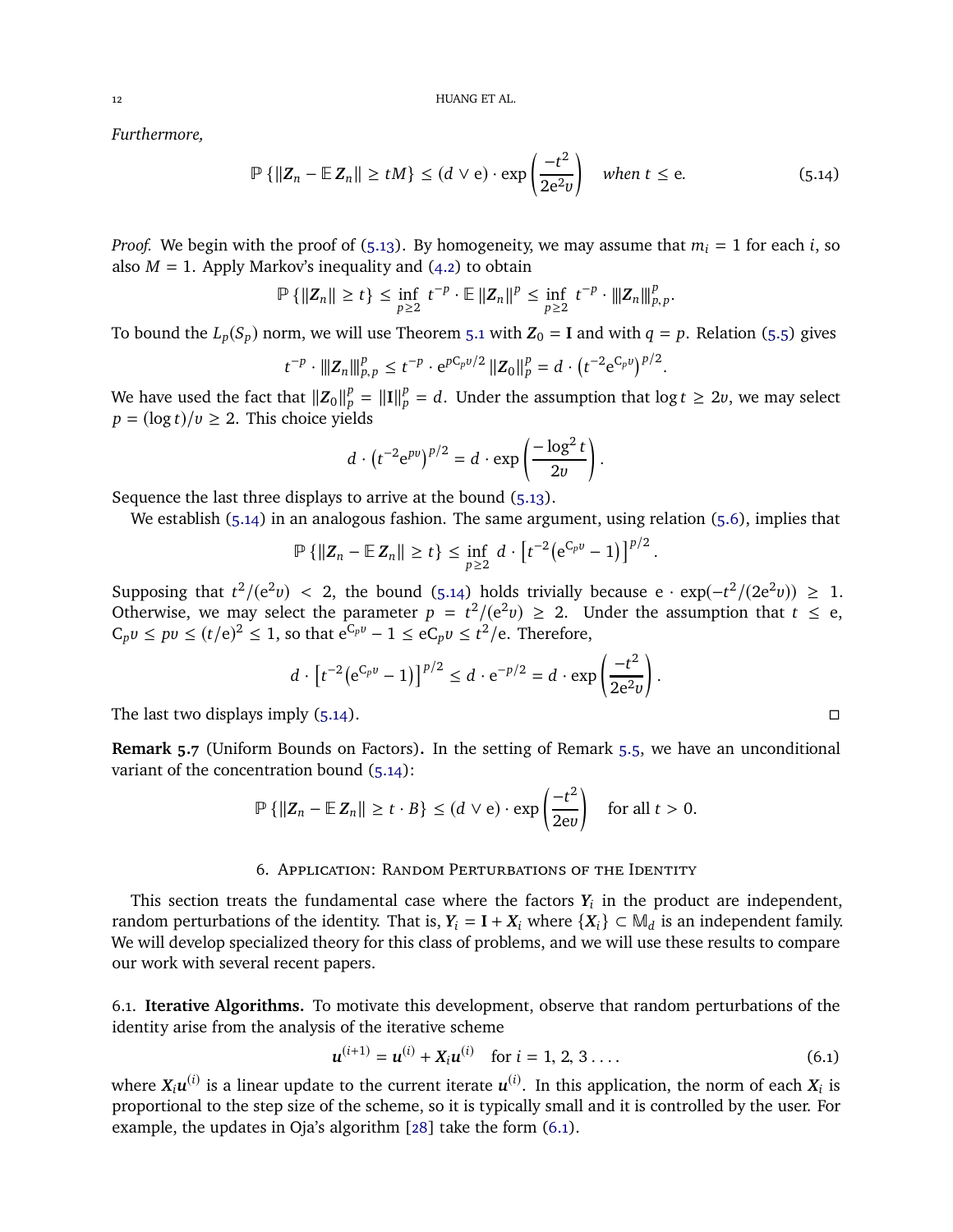*Furthermore,*

$$\mathbb{P}\left\{\|\boldsymbol{Z}_n - \mathbb{E}\,\boldsymbol{Z}_n\| \geq tM\right\} \leq (d \vee \mathrm{e}) \cdot \exp\left(\frac{-t^2}{2\mathrm{e}^2 v}\right) \quad \textit{when } t \leq \mathrm{e}. \tag{5.14}$$

*Proof.* We begin with the proof of (5.13). By homogeneity, we may assume that $m_i = 1$ for each $i$, so also $M = 1$. Apply Markov's inequality and (4.2) to obtain

$$\mathbb{P}\left\{\|\boldsymbol{Z}_n\| \geq t\right\} \leq \inf_{p \geq 2}\ t^{-p} \cdot \mathbb{E}\,\|\boldsymbol{Z}_n\|^p \leq \inf_{p \geq 2}\ t^{-p} \cdot |||\boldsymbol{Z}_n|||_{p,p}^p.$$

To bound the $L_p(S_p)$ norm, we will use Theorem 5.1 with $\boldsymbol{Z}_0 = \mathbf{I}$ and with $q = p$. Relation (5.5) gives

$$t^{-p} \cdot |||\boldsymbol{Z}_n|||_{p,p}^p \leq t^{-p} \cdot \mathrm{e}^{p\mathrm{C}_p v/2}\, \|\boldsymbol{Z}_0\|_p^p = d \cdot \left(t^{-2}\mathrm{e}^{\mathrm{C}_p v}\right)^{p/2}.$$

We have used the fact that $\|\boldsymbol{Z}_0\|_p^p = \|\mathbf{I}\|_p^p = d$. Under the assumption that $\log t \geq 2v$, we may select $p = (\log t)/v \geq 2$. This choice yields

$$d \cdot \left(t^{-2}\mathrm{e}^{pv}\right)^{p/2} = d \cdot \exp\left(\frac{-\log^2 t}{2v}\right).$$

Sequence the last three displays to arrive at the bound (5.13).

We establish (5.14) in an analogous fashion. The same argument, using relation (5.6), implies that

$$\mathbb{P}\left\{\|\boldsymbol{Z}_n - \mathbb{E}\,\boldsymbol{Z}_n\| \geq t\right\} \leq \inf_{p \geq 2}\ d \cdot \left[t^{-2}\left(\mathrm{e}^{\mathrm{C}_p v} - 1\right)\right]^{p/2}.$$

Supposing that $t^2/(\mathrm{e}^2 v) < 2$, the bound (5.14) holds trivially because $\mathrm{e} \cdot \exp(-t^2/(2\mathrm{e}^2 v)) \geq 1$. Otherwise, we may select the parameter $p = t^2/(\mathrm{e}^2 v) \geq 2$. Under the assumption that $t \leq \mathrm{e}$, $\mathrm{C}_p v \leq pv \leq (t/\mathrm{e})^2 \leq 1$, so that $\mathrm{e}^{\mathrm{C}_p v} - 1 \leq \mathrm{e}\mathrm{C}_p v \leq t^2/\mathrm{e}$. Therefore,

$$d \cdot \left[t^{-2}\left(\mathrm{e}^{\mathrm{C}_p v} - 1\right)\right]^{p/2} \leq d \cdot \mathrm{e}^{-p/2} = d \cdot \exp\left(\frac{-t^2}{2\mathrm{e}^2 v}\right).$$

The last two displays imply (5.14). ∎

**Remark 5.7** (Uniform Bounds on Factors)**.** In the setting of Remark 5.5, we have an unconditional variant of the concentration bound (5.14):

$$\mathbb{P}\left\{\|\boldsymbol{Z}_n - \mathbb{E}\,\boldsymbol{Z}_n\| \geq t \cdot B\right\} \leq (d \vee \mathrm{e}) \cdot \exp\left(\frac{-t^2}{2\mathrm{e}v}\right) \quad \text{for all } t > 0.$$

## 6. Application: Random Perturbations of the Identity

This section treats the fundamental case where the factors $\boldsymbol{Y}_i$ in the product are independent, random perturbations of the identity. That is, $\boldsymbol{Y}_i = \mathbf{I} + \boldsymbol{X}_i$ where $\{\boldsymbol{X}_i\} \subset \mathbb{M}_d$ is an independent family. We will develop specialized theory for this class of problems, and we will use these results to compare our work with several recent papers.

### 6.1. Iterative Algorithms.

To motivate this development, observe that random perturbations of the identity arise from the analysis of the iterative scheme

$$\boldsymbol{u}^{(i+1)} = \boldsymbol{u}^{(i)} + \boldsymbol{X}_i \boldsymbol{u}^{(i)} \quad \text{for } i = 1, 2, 3 \dots. \tag{6.1}$$

where $\boldsymbol{X}_i \boldsymbol{u}^{(i)}$ is a linear update to the current iterate $\boldsymbol{u}^{(i)}$. In this application, the norm of each $\boldsymbol{X}_i$ is proportional to the step size of the scheme, so it is typically small and it is controlled by the user. For example, the updates in Oja's algorithm [28] take the form (6.1).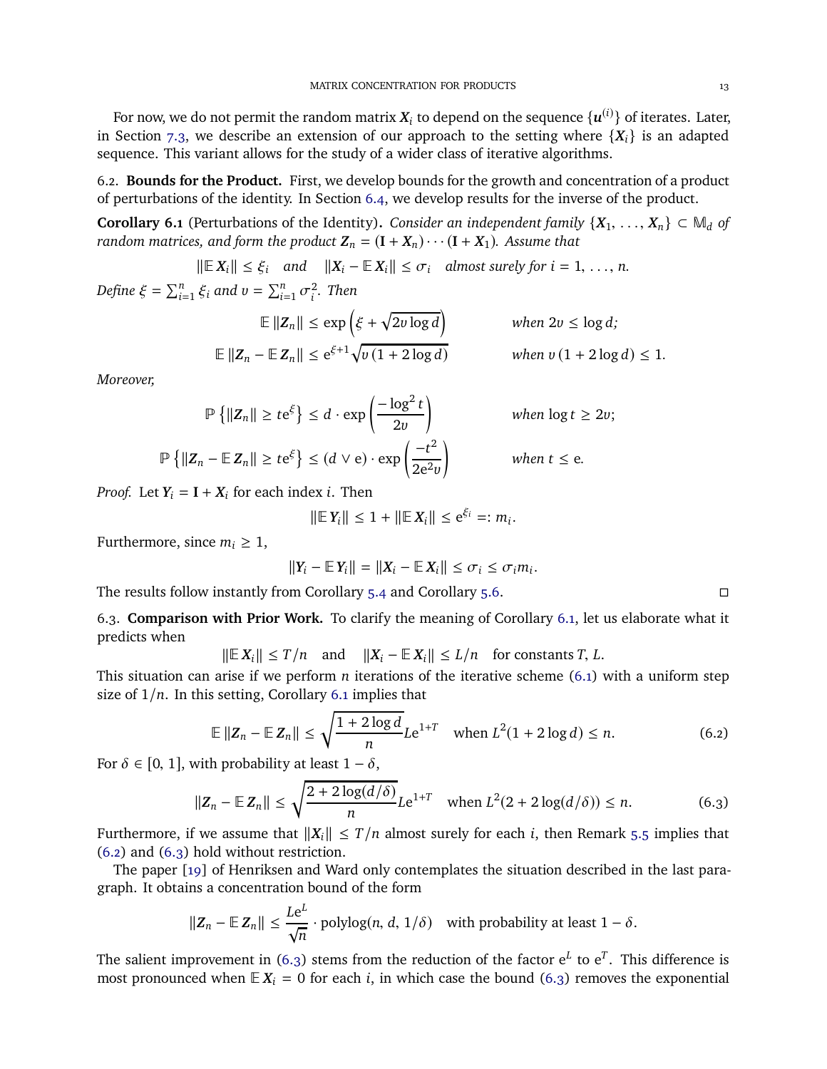For now, we do not permit the random matrix $\boldsymbol{X}_i$ to depend on the sequence $\{\boldsymbol{u}^{(i)}\}$ of iterates. Later, in Section 7.3, we describe an extension of our approach to the setting where $\{\boldsymbol{X}_i\}$ is an adapted sequence. This variant allows for the study of a wider class of iterative algorithms.

### 6.2. Bounds for the Product.

First, we develop bounds for the growth and concentration of a product of perturbations of the identity. In Section 6.4, we develop results for the inverse of the product.

**Corollary 6.1** (Perturbations of the Identity)**.** *Consider an independent family $\{\boldsymbol{X}_1, \dots, \boldsymbol{X}_n\} \subset \mathbb{M}_d$ of random matrices, and form the product $\boldsymbol{Z}_n = (\mathbf{I} + \boldsymbol{X}_n) \cdots (\mathbf{I} + \boldsymbol{X}_1)$. Assume that*

$$\|\mathbb{E}\, \boldsymbol{X}_i\| \le \xi_i \quad \text{and} \quad \|\boldsymbol{X}_i - \mathbb{E}\, \boldsymbol{X}_i\| \le \sigma_i \quad \text{almost surely for } i = 1, \dots, n.$$

*Define $\xi = \sum_{i=1}^n \xi_i$ and $v = \sum_{i=1}^n \sigma_i^2$. Then*

$$\mathbb{E}\, \|\boldsymbol{Z}_n\| \le \exp\left(\xi + \sqrt{2v \log d}\right) \qquad \text{when } 2v \le \log d;$$

$$\mathbb{E}\, \|\boldsymbol{Z}_n - \mathbb{E}\, \boldsymbol{Z}_n\| \le \mathrm{e}^{\xi+1}\sqrt{v\,(1 + 2\log d)} \qquad \text{when } v\,(1 + 2\log d) \le 1.$$

*Moreover,*

$$\mathbb{P}\left\{\|\boldsymbol{Z}_n\| \ge t\mathrm{e}^{\xi}\right\} \le d \cdot \exp\left(\frac{-\log^2 t}{2v}\right) \qquad \text{when } \log t \ge 2v;$$

$$\mathbb{P}\left\{\|\boldsymbol{Z}_n - \mathbb{E}\, \boldsymbol{Z}_n\| \ge t\mathrm{e}^{\xi}\right\} \le (d \vee \mathrm{e}) \cdot \exp\left(\frac{-t^2}{2\mathrm{e}^2 v}\right) \qquad \text{when } t \le \mathrm{e}.$$

*Proof.* Let $\boldsymbol{Y}_i = \mathbf{I} + \boldsymbol{X}_i$ for each index $i$. Then

$$\|\mathbb{E}\, \boldsymbol{Y}_i\| \le 1 + \|\mathbb{E}\, \boldsymbol{X}_i\| \le \mathrm{e}^{\xi_i} =: m_i.$$

Furthermore, since $m_i \ge 1$,

$$\|\boldsymbol{Y}_i - \mathbb{E}\, \boldsymbol{Y}_i\| = \|\boldsymbol{X}_i - \mathbb{E}\, \boldsymbol{X}_i\| \le \sigma_i \le \sigma_i m_i.$$

The results follow instantly from Corollary 5.4 and Corollary 5.6. $\square$

### 6.3. Comparison with Prior Work.

To clarify the meaning of Corollary 6.1, let us elaborate what it predicts when

$$\|\mathbb{E}\, \boldsymbol{X}_i\| \le T/n \quad \text{and} \quad \|\boldsymbol{X}_i - \mathbb{E}\, \boldsymbol{X}_i\| \le L/n \quad \text{for constants } T, L.$$

This situation can arise if we perform $n$ iterations of the iterative scheme (6.1) with a uniform step size of $1/n$. In this setting, Corollary 6.1 implies that

$$\mathbb{E}\, \|\boldsymbol{Z}_n - \mathbb{E}\, \boldsymbol{Z}_n\| \le \sqrt{\frac{1 + 2\log d}{n}} L\mathrm{e}^{1+T} \quad \text{when } L^2(1 + 2\log d) \le n. \tag{6.2}$$

For $\delta \in [0, 1]$, with probability at least $1 - \delta$,

$$\|\boldsymbol{Z}_n - \mathbb{E}\, \boldsymbol{Z}_n\| \le \sqrt{\frac{2 + 2\log(d/\delta)}{n}} L\mathrm{e}^{1+T} \quad \text{when } L^2(2 + 2\log(d/\delta)) \le n. \tag{6.3}$$

Furthermore, if we assume that $\|\boldsymbol{X}_i\| \le T/n$ almost surely for each $i$, then Remark 5.5 implies that (6.2) and (6.3) hold without restriction.

The paper [19] of Henriksen and Ward only contemplates the situation described in the last paragraph. It obtains a concentration bound of the form

$$\|\boldsymbol{Z}_n - \mathbb{E}\, \boldsymbol{Z}_n\| \le \frac{L\mathrm{e}^L}{\sqrt{n}} \cdot \mathrm{polylog}(n, d, 1/\delta) \quad \text{with probability at least } 1 - \delta.$$

The salient improvement in (6.3) stems from the reduction of the factor $\mathrm{e}^L$ to $\mathrm{e}^T$. This difference is most pronounced when $\mathbb{E}\, \boldsymbol{X}_i = \mathbf{0}$ for each $i$, in which case the bound (6.3) removes the exponential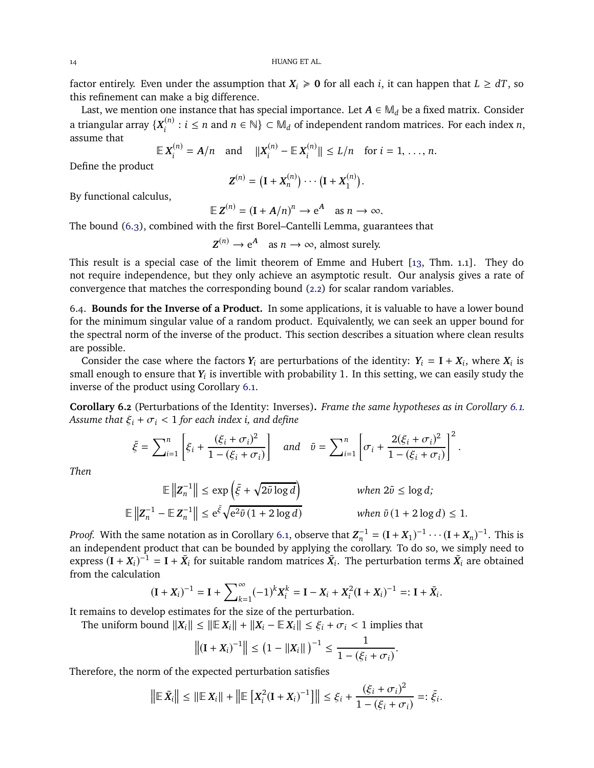factor entirely. Even under the assumption that $\boldsymbol{X}_i \succcurlyeq \mathbf{0}$ for all each $i$, it can happen that $L \geq dT$, so this refinement can make a big difference.

Last, we mention one instance that has special importance. Let $\boldsymbol{A} \in \mathbb{M}_d$ be a fixed matrix. Consider a triangular array $\{\boldsymbol{X}_i^{(n)} : i \leq n \text{ and } n \in \mathbb{N}\} \subset \mathbb{M}_d$ of independent random matrices. For each index $n$, assume that

$$\mathbb{E}\, \boldsymbol{X}_i^{(n)} = \boldsymbol{A}/n \quad \text{and} \quad \|\boldsymbol{X}_i^{(n)} - \mathbb{E}\, \boldsymbol{X}_i^{(n)}\| \leq L/n \quad \text{for } i = 1, \ldots, n.$$

Define the product

$$\boldsymbol{Z}^{(n)} = \left(\mathbf{I} + \boldsymbol{X}_n^{(n)}\right) \cdots \left(\mathbf{I} + \boldsymbol{X}_1^{(n)}\right).$$

By functional calculus,

$$\mathbb{E}\, \boldsymbol{Z}^{(n)} = (\mathbf{I} + \boldsymbol{A}/n)^n \to \mathrm{e}^{\boldsymbol{A}} \quad \text{as } n \to \infty.$$

The bound (6.3), combined with the first Borel–Cantelli Lemma, guarantees that

$$\boldsymbol{Z}^{(n)} \to \mathrm{e}^{\boldsymbol{A}} \quad \text{as } n \to \infty, \text{ almost surely.}$$

This result is a special case of the limit theorem of Emme and Hubert [13, Thm. 1.1]. They do not require independence, but they only achieve an asymptotic result. Our analysis gives a rate of convergence that matches the corresponding bound (2.2) for scalar random variables.

6.4. **Bounds for the Inverse of a Product.** In some applications, it is valuable to have a lower bound for the minimum singular value of a random product. Equivalently, we can seek an upper bound for the spectral norm of the inverse of the product. This section describes a situation where clean results are possible.

Consider the case where the factors $\boldsymbol{Y}_i$ are perturbations of the identity: $\boldsymbol{Y}_i = \mathbf{I} + \boldsymbol{X}_i$, where $\boldsymbol{X}_i$ is small enough to ensure that $\boldsymbol{Y}_i$ is invertible with probability 1. In this setting, we can easily study the inverse of the product using Corollary 6.1.

**Corollary 6.2** (Perturbations of the Identity: Inverses)**.** *Frame the same hypotheses as in Corollary 6.1. Assume that $\xi_i + \sigma_i < 1$ for each index i, and define*

$$\bar{\xi} = \sum\nolimits_{i=1}^{n} \left[\xi_i + \frac{(\xi_i + \sigma_i)^2}{1 - (\xi_i + \sigma_i)}\right] \quad \textit{and} \quad \bar{v} = \sum\nolimits_{i=1}^{n} \left[\sigma_i + \frac{2(\xi_i + \sigma_i)^2}{1 - (\xi_i + \sigma_i)}\right]^2.$$

*Then*

$$\mathbb{E}\left\|\boldsymbol{Z}_n^{-1}\right\| \leq \exp\left(\bar{\xi} + \sqrt{2\bar{v}\log d}\right) \qquad \textit{when } 2\bar{v} \leq \log d;$$

$$\mathbb{E}\left\|\boldsymbol{Z}_n^{-1} - \mathbb{E}\,\boldsymbol{Z}_n^{-1}\right\| \leq \mathrm{e}^{\bar{\xi}}\sqrt{\mathrm{e}^2\bar{v}\,(1 + 2\log d)} \qquad \textit{when } \bar{v}\,(1 + 2\log d) \leq 1.$$

*Proof.* With the same notation as in Corollary 6.1, observe that $\boldsymbol{Z}_n^{-1} = (\mathbf{I} + \boldsymbol{X}_1)^{-1} \cdots (\mathbf{I} + \boldsymbol{X}_n)^{-1}$. This is an independent product that can be bounded by applying the corollary. To do so, we simply need to express $(\mathbf{I} + \boldsymbol{X}_i)^{-1} = \mathbf{I} + \bar{\boldsymbol{X}}_i$ for suitable random matrices $\bar{\boldsymbol{X}}_i$. The perturbation terms $\bar{\boldsymbol{X}}_i$ are obtained from the calculation

$$(\mathbf{I} + \boldsymbol{X}_i)^{-1} = \mathbf{I} + \sum\nolimits_{k=1}^{\infty} (-1)^k \boldsymbol{X}_i^k = \mathbf{I} - \boldsymbol{X}_i + \boldsymbol{X}_i^2 (\mathbf{I} + \boldsymbol{X}_i)^{-1} =: \mathbf{I} + \bar{\boldsymbol{X}}_i.$$

It remains to develop estimates for the size of the perturbation.

The uniform bound $\|\boldsymbol{X}_i\| \leq \|\mathbb{E}\,\boldsymbol{X}_i\| + \|\boldsymbol{X}_i - \mathbb{E}\,\boldsymbol{X}_i\| \leq \xi_i + \sigma_i < 1$ implies that

$$\left\|(\mathbf{I} + \boldsymbol{X}_i)^{-1}\right\| \leq \left(1 - \|\boldsymbol{X}_i\|\right)^{-1} \leq \frac{1}{1 - (\xi_i + \sigma_i)}.$$

Therefore, the norm of the expected perturbation satisfies

$$\left\|\mathbb{E}\,\bar{\boldsymbol{X}}_i\right\| \leq \|\mathbb{E}\,\boldsymbol{X}_i\| + \left\|\mathbb{E}\left[\boldsymbol{X}_i^2 (\mathbf{I} + \boldsymbol{X}_i)^{-1}\right]\right\| \leq \xi_i + \frac{(\xi_i + \sigma_i)^2}{1 - (\xi_i + \sigma_i)} =: \bar{\xi}_i.$$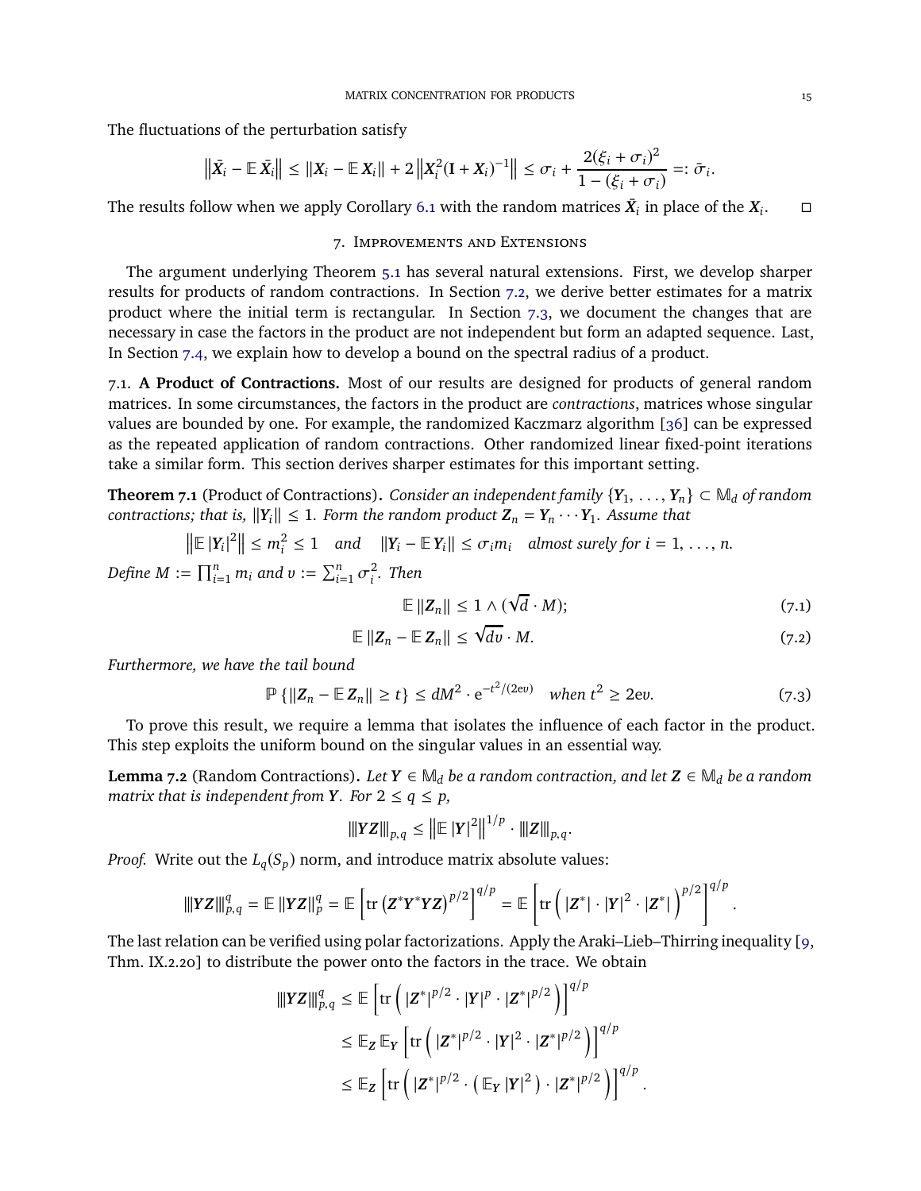The fluctuations of the perturbation satisfy

$$\left\|\bar{X}_i - \mathbb{E}\,\bar{X}_i\right\| \leq \|X_i - \mathbb{E}\,X_i\| + 2\left\|X_i^2(\mathbf{I} + X_i)^{-1}\right\| \leq \sigma_i + \frac{2(\xi_i + \sigma_i)^2}{1 - (\xi_i + \sigma_i)} =: \bar{\sigma}_i.$$

The results follow when we apply Corollary 6.1 with the random matrices $\bar{X}_i$ in place of the $X_i$. $\square$

## 7. Improvements and Extensions

The argument underlying Theorem 5.1 has several natural extensions. First, we develop sharper results for products of random contractions. In Section 7.2, we derive better estimates for a matrix product where the initial term is rectangular. In Section 7.3, we document the changes that are necessary in case the factors in the product are not independent but form an adapted sequence. Last, In Section 7.4, we explain how to develop a bound on the spectral radius of a product.

### 7.1. A Product of Contractions.

Most of our results are designed for products of general random matrices. In some circumstances, the factors in the product are *contractions*, matrices whose singular values are bounded by one. For example, the randomized Kaczmarz algorithm [36] can be expressed as the repeated application of random contractions. Other randomized linear fixed-point iterations take a similar form. This section derives sharper estimates for this important setting.

**Theorem 7.1** (Product of Contractions)**.** *Consider an independent family $\{Y_1, \dots, Y_n\} \subset \mathbb{M}_d$ of random contractions; that is, $\|Y_i\| \leq 1$. Form the random product $Z_n = Y_n \cdots Y_1$. Assume that*

$$\left\|\mathbb{E}\,|Y_i|^2\right\| \leq m_i^2 \leq 1 \quad \text{and} \quad \|Y_i - \mathbb{E}\,Y_i\| \leq \sigma_i m_i \quad \text{almost surely for } i = 1, \dots, n.$$

*Define $M := \prod_{i=1}^n m_i$ and $v := \sum_{i=1}^n \sigma_i^2$. Then*

$$\mathbb{E}\,\|Z_n\| \leq 1 \wedge (\sqrt{d} \cdot M); \tag{7.1}$$

$$\mathbb{E}\,\|Z_n - \mathbb{E}\,Z_n\| \leq \sqrt{dv} \cdot M. \tag{7.2}$$

*Furthermore, we have the tail bound*

$$\mathbb{P}\left\{\|Z_n - \mathbb{E}\,Z_n\| \geq t\right\} \leq dM^2 \cdot \mathrm{e}^{-t^2/(2\mathrm{e}v)} \quad \text{when } t^2 \geq 2\mathrm{e}v. \tag{7.3}$$

To prove this result, we require a lemma that isolates the influence of each factor in the product. This step exploits the uniform bound on the singular values in an essential way.

**Lemma 7.2** (Random Contractions)**.** *Let $Y \in \mathbb{M}_d$ be a random contraction, and let $Z \in \mathbb{M}_d$ be a random matrix that is independent from $Y$. For $2 \leq q \leq p$,*

$$|||YZ|||_{p,q} \leq \left\|\mathbb{E}\,|Y|^2\right\|^{1/p} \cdot |||Z|||_{p,q}.$$

*Proof.* Write out the $L_q(S_p)$ norm, and introduce matrix absolute values:

$$|||YZ|||_{p,q}^q = \mathbb{E}\,\|YZ\|_p^q = \mathbb{E}\left[\operatorname{tr}\left(Z^*Y^*YZ\right)^{p/2}\right]^{q/p} = \mathbb{E}\left[\operatorname{tr}\left(\,|Z^*| \cdot |Y|^2 \cdot |Z^*|\,\right)^{p/2}\right]^{q/p}.$$

The last relation can be verified using polar factorizations. Apply the Araki–Lieb–Thirring inequality [9, Thm. IX.2.20] to distribute the power onto the factors in the trace. We obtain

$$\begin{aligned}
|||YZ|||_{p,q}^q &\leq \mathbb{E}\left[\operatorname{tr}\left(\,|Z^*|^{p/2} \cdot |Y|^p \cdot |Z^*|^{p/2}\,\right)\right]^{q/p} \\
&\leq \mathbb{E}_Z\,\mathbb{E}_Y\left[\operatorname{tr}\left(\,|Z^*|^{p/2} \cdot |Y|^2 \cdot |Z^*|^{p/2}\,\right)\right]^{q/p} \\
&\leq \mathbb{E}_Z\left[\operatorname{tr}\left(\,|Z^*|^{p/2} \cdot \left(\,\mathbb{E}_Y\,|Y|^2\,\right) \cdot |Z^*|^{p/2}\,\right)\right]^{q/p}.
\end{aligned}$$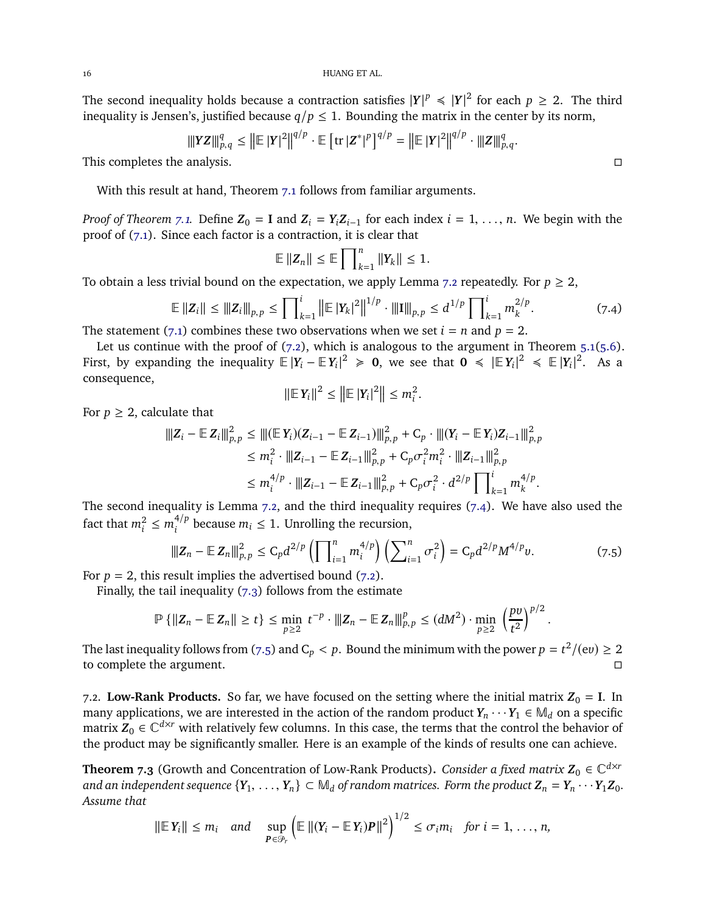The second inequality holds because a contraction satisfies $|\boldsymbol{Y}|^p \preccurlyeq |\boldsymbol{Y}|^2$ for each $p \geq 2$. The third inequality is Jensen's, justified because $q/p \leq 1$. Bounding the matrix in the center by its norm,

$$|||\boldsymbol{Y}\boldsymbol{Z}|||_{p,q}^q \leq \left\|\mathbb{E}\,|\boldsymbol{Y}|^2\right\|^{q/p} \cdot \mathbb{E}\left[\operatorname{tr}|\boldsymbol{Z}^*|^p\right]^{q/p} = \left\|\mathbb{E}\,|\boldsymbol{Y}|^2\right\|^{q/p} \cdot |||\boldsymbol{Z}|||_{p,q}^q.$$

This completes the analysis. □

With this result at hand, Theorem 7.1 follows from familiar arguments.

*Proof of Theorem 7.1.* Define $\boldsymbol{Z}_0 = \mathbf{I}$ and $\boldsymbol{Z}_i = \boldsymbol{Y}_i\boldsymbol{Z}_{i-1}$ for each index $i = 1, \dots, n$. We begin with the proof of (7.1). Since each factor is a contraction, it is clear that

$$\mathbb{E}\,\|\boldsymbol{Z}_n\| \leq \mathbb{E}\prod\nolimits_{k=1}^n \|\boldsymbol{Y}_k\| \leq 1.$$

To obtain a less trivial bound on the expectation, we apply Lemma 7.2 repeatedly. For $p \geq 2$,

$$\mathbb{E}\,\|\boldsymbol{Z}_i\| \leq |||\boldsymbol{Z}_i|||_{p,p} \leq \prod\nolimits_{k=1}^i \left\|\mathbb{E}\,|\boldsymbol{Y}_k|^2\right\|^{1/p} \cdot |||\mathbf{I}|||_{p,p} \leq d^{1/p}\prod\nolimits_{k=1}^i m_k^{2/p}. \tag{7.4}$$

The statement (7.1) combines these two observations when we set $i = n$ and $p = 2$.

Let us continue with the proof of (7.2), which is analogous to the argument in Theorem 5.1(5.6). First, by expanding the inequality $\mathbb{E}\,|\boldsymbol{Y}_i - \mathbb{E}\,\boldsymbol{Y}_i|^2 \succcurlyeq \mathbf{0}$, we see that $\mathbf{0} \preccurlyeq |\mathbb{E}\,\boldsymbol{Y}_i|^2 \preccurlyeq \mathbb{E}\,|\boldsymbol{Y}_i|^2$. As a consequence,

$$\|\mathbb{E}\,\boldsymbol{Y}_i\|^2 \leq \left\|\mathbb{E}\,|\boldsymbol{Y}_i|^2\right\| \leq m_i^2.$$

For $p \geq 2$, calculate that

$$\begin{aligned}
|||\boldsymbol{Z}_i - \mathbb{E}\,\boldsymbol{Z}_i|||_{p,p}^2 &\leq |||(\mathbb{E}\,\boldsymbol{Y}_i)(\boldsymbol{Z}_{i-1} - \mathbb{E}\,\boldsymbol{Z}_{i-1})|||_{p,p}^2 + \mathrm{C}_p \cdot |||(\boldsymbol{Y}_i - \mathbb{E}\,\boldsymbol{Y}_i)\boldsymbol{Z}_{i-1}|||_{p,p}^2 \\
&\leq m_i^2 \cdot |||\boldsymbol{Z}_{i-1} - \mathbb{E}\,\boldsymbol{Z}_{i-1}|||_{p,p}^2 + \mathrm{C}_p\sigma_i^2 m_i^2 \cdot |||\boldsymbol{Z}_{i-1}|||_{p,p}^2 \\
&\leq m_i^{4/p} \cdot |||\boldsymbol{Z}_{i-1} - \mathbb{E}\,\boldsymbol{Z}_{i-1}|||_{p,p}^2 + \mathrm{C}_p\sigma_i^2 \cdot d^{2/p}\prod\nolimits_{k=1}^i m_k^{4/p}.
\end{aligned}$$

The second inequality is Lemma 7.2, and the third inequality requires (7.4). We have also used the fact that $m_i^2 \leq m_i^{4/p}$ because $m_i \leq 1$. Unrolling the recursion,

$$|||\boldsymbol{Z}_n - \mathbb{E}\,\boldsymbol{Z}_n|||_{p,p}^2 \leq \mathrm{C}_p d^{2/p}\left(\prod\nolimits_{i=1}^n m_i^{4/p}\right)\left(\sum\nolimits_{i=1}^n \sigma_i^2\right) = \mathrm{C}_p d^{2/p} M^{4/p} v. \tag{7.5}$$

For $p = 2$, this result implies the advertised bound (7.2).

Finally, the tail inequality (7.3) follows from the estimate

$$\mathbb{P}\left\{\|\boldsymbol{Z}_n - \mathbb{E}\,\boldsymbol{Z}_n\| \geq t\right\} \leq \min_{p\geq 2}\, t^{-p} \cdot |||\boldsymbol{Z}_n - \mathbb{E}\,\boldsymbol{Z}_n|||_{p,p}^p \leq (dM^2) \cdot \min_{p\geq 2}\left(\frac{pv}{t^2}\right)^{p/2}.$$

The last inequality follows from (7.5) and $\mathrm{C}_p < p$. Bound the minimum with the power $p = t^2/(\mathrm{e}v) \geq 2$ to complete the argument. □

7.2. **Low-Rank Products.** So far, we have focused on the setting where the initial matrix $\boldsymbol{Z}_0 = \mathbf{I}$. In many applications, we are interested in the action of the random product $\boldsymbol{Y}_n \cdots \boldsymbol{Y}_1 \in \mathbb{M}_d$ on a specific matrix $\boldsymbol{Z}_0 \in \mathbb{C}^{d\times r}$ with relatively few columns. In this case, the terms that the control the behavior of the product may be significantly smaller. Here is an example of the kinds of results one can achieve.

**Theorem 7.3** (Growth and Concentration of Low-Rank Products)**.** *Consider a fixed matrix $\boldsymbol{Z}_0 \in \mathbb{C}^{d\times r}$ and an independent sequence $\{\boldsymbol{Y}_1, \dots, \boldsymbol{Y}_n\} \subset \mathbb{M}_d$ of random matrices. Form the product $\boldsymbol{Z}_n = \boldsymbol{Y}_n \cdots \boldsymbol{Y}_1\boldsymbol{Z}_0$. Assume that*

$$\|\mathbb{E}\,\boldsymbol{Y}_i\| \leq m_i \quad \text{and} \quad \sup_{\boldsymbol{P}\in\mathscr{P}_r}\left(\mathbb{E}\,\|(\boldsymbol{Y}_i - \mathbb{E}\,\boldsymbol{Y}_i)\boldsymbol{P}\|^2\right)^{1/2} \leq \sigma_i m_i \quad \text{for } i = 1, \dots, n,$$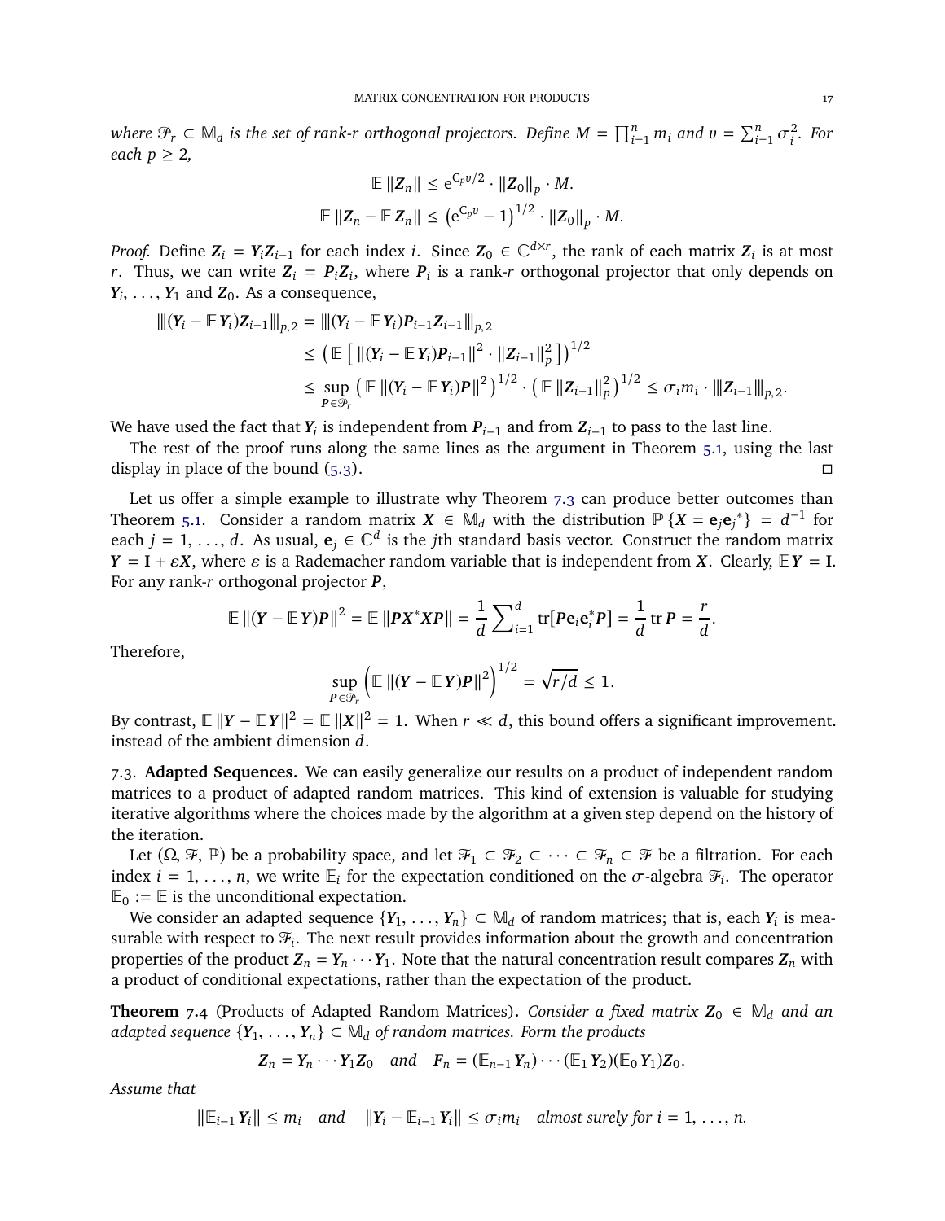*where $\mathscr{P}_r \subset \mathbb{M}_d$ is the set of rank-$r$ orthogonal projectors. Define $M = \prod_{i=1}^n m_i$ and $v = \sum_{i=1}^n \sigma_i^2$. For each $p \geq 2$,*

$$\mathbb{E}\,\|\boldsymbol{Z}_n\| \leq \mathrm{e}^{C_p v/2} \cdot \|\boldsymbol{Z}_0\|_p \cdot M.$$

$$\mathbb{E}\,\|\boldsymbol{Z}_n - \mathbb{E}\,\boldsymbol{Z}_n\| \leq \left(\mathrm{e}^{C_p v} - 1\right)^{1/2} \cdot \|\boldsymbol{Z}_0\|_p \cdot M.$$

*Proof.* Define $\boldsymbol{Z}_i = \boldsymbol{Y}_i \boldsymbol{Z}_{i-1}$ for each index $i$. Since $\boldsymbol{Z}_0 \in \mathbb{C}^{d\times r}$, the rank of each matrix $\boldsymbol{Z}_i$ is at most $r$. Thus, we can write $\boldsymbol{Z}_i = \boldsymbol{P}_i \boldsymbol{Z}_i$, where $\boldsymbol{P}_i$ is a rank-$r$ orthogonal projector that only depends on $\boldsymbol{Y}_i, \dots, \boldsymbol{Y}_1$ and $\boldsymbol{Z}_0$. As a consequence,

$$\begin{aligned}
|||(\boldsymbol{Y}_i - \mathbb{E}\,\boldsymbol{Y}_i)\boldsymbol{Z}_{i-1}|||_{p,2} &= |||(\boldsymbol{Y}_i - \mathbb{E}\,\boldsymbol{Y}_i)\boldsymbol{P}_{i-1}\boldsymbol{Z}_{i-1}|||_{p,2} \\
&\leq \left(\mathbb{E}\left[\,\|(\boldsymbol{Y}_i - \mathbb{E}\,\boldsymbol{Y}_i)\boldsymbol{P}_{i-1}\|^2 \cdot \|\boldsymbol{Z}_{i-1}\|_p^2\,\right]\right)^{1/2} \\
&\leq \sup_{\boldsymbol{P}\in\mathscr{P}_r} \left(\mathbb{E}\,\|(\boldsymbol{Y}_i - \mathbb{E}\,\boldsymbol{Y}_i)\boldsymbol{P}\|^2\right)^{1/2} \cdot \left(\mathbb{E}\,\|\boldsymbol{Z}_{i-1}\|_p^2\right)^{1/2} \leq \sigma_i m_i \cdot |||\boldsymbol{Z}_{i-1}|||_{p,2}.
\end{aligned}$$

We have used the fact that $\boldsymbol{Y}_i$ is independent from $\boldsymbol{P}_{i-1}$ and from $\boldsymbol{Z}_{i-1}$ to pass to the last line.

The rest of the proof runs along the same lines as the argument in Theorem 5.1, using the last display in place of the bound (5.3). ∎

Let us offer a simple example to illustrate why Theorem 7.3 can produce better outcomes than Theorem 5.1. Consider a random matrix $\boldsymbol{X} \in \mathbb{M}_d$ with the distribution $\mathbb{P}\{\boldsymbol{X} = \mathbf{e}_j\mathbf{e}_j^*\} = d^{-1}$ for each $j = 1, \dots, d$. As usual, $\mathbf{e}_j \in \mathbb{C}^d$ is the $j$th standard basis vector. Construct the random matrix $\boldsymbol{Y} = \mathbf{I} + \varepsilon\boldsymbol{X}$, where $\varepsilon$ is a Rademacher random variable that is independent from $\boldsymbol{X}$. Clearly, $\mathbb{E}\,\boldsymbol{Y} = \mathbf{I}$. For any rank-$r$ orthogonal projector $\boldsymbol{P}$,

$$\mathbb{E}\,\|(\boldsymbol{Y} - \mathbb{E}\,\boldsymbol{Y})\boldsymbol{P}\|^2 = \mathbb{E}\,\|\boldsymbol{P}\boldsymbol{X}^*\boldsymbol{X}\boldsymbol{P}\| = \frac{1}{d}\sum\nolimits_{i=1}^d \operatorname{tr}[\boldsymbol{P}\mathbf{e}_i\mathbf{e}_i^*\boldsymbol{P}] = \frac{1}{d}\operatorname{tr}\boldsymbol{P} = \frac{r}{d}.$$

Therefore,

$$\sup_{\boldsymbol{P}\in\mathscr{P}_r}\left(\mathbb{E}\,\|(\boldsymbol{Y} - \mathbb{E}\,\boldsymbol{Y})\boldsymbol{P}\|^2\right)^{1/2} = \sqrt{r/d} \leq 1.$$

By contrast, $\mathbb{E}\,\|\boldsymbol{Y} - \mathbb{E}\,\boldsymbol{Y}\|^2 = \mathbb{E}\,\|\boldsymbol{X}\|^2 = 1$. When $r \ll d$, this bound offers a significant improvement. instead of the ambient dimension $d$.

### 7.3. Adapted Sequences.

We can easily generalize our results on a product of independent random matrices to a product of adapted random matrices. This kind of extension is valuable for studying iterative algorithms where the choices made by the algorithm at a given step depend on the history of the iteration.

Let $(\Omega, \mathscr{F}, \mathbb{P})$ be a probability space, and let $\mathscr{F}_1 \subset \mathscr{F}_2 \subset \cdots \subset \mathscr{F}_n \subset \mathscr{F}$ be a filtration. For each index $i = 1, \dots, n$, we write $\mathbb{E}_i$ for the expectation conditioned on the $\sigma$-algebra $\mathscr{F}_i$. The operator $\mathbb{E}_0 := \mathbb{E}$ is the unconditional expectation.

We consider an adapted sequence $\{\boldsymbol{Y}_1, \dots, \boldsymbol{Y}_n\} \subset \mathbb{M}_d$ of random matrices; that is, each $\boldsymbol{Y}_i$ is measurable with respect to $\mathscr{F}_i$. The next result provides information about the growth and concentration properties of the product $\boldsymbol{Z}_n = \boldsymbol{Y}_n \cdots \boldsymbol{Y}_1$. Note that the natural concentration result compares $\boldsymbol{Z}_n$ with a product of conditional expectations, rather than the expectation of the product.

**Theorem 7.4** (Products of Adapted Random Matrices)**.** *Consider a fixed matrix $\boldsymbol{Z}_0 \in \mathbb{M}_d$ and an adapted sequence $\{\boldsymbol{Y}_1, \dots, \boldsymbol{Y}_n\} \subset \mathbb{M}_d$ of random matrices. Form the products*

$$\boldsymbol{Z}_n = \boldsymbol{Y}_n \cdots \boldsymbol{Y}_1 \boldsymbol{Z}_0 \quad \text{and} \quad \boldsymbol{F}_n = (\mathbb{E}_{n-1}\,\boldsymbol{Y}_n)\cdots(\mathbb{E}_1\,\boldsymbol{Y}_2)(\mathbb{E}_0\,\boldsymbol{Y}_1)\boldsymbol{Z}_0.$$

*Assume that*

$$\|\mathbb{E}_{i-1}\,\boldsymbol{Y}_i\| \leq m_i \quad \text{and} \quad \|\boldsymbol{Y}_i - \mathbb{E}_{i-1}\,\boldsymbol{Y}_i\| \leq \sigma_i m_i \quad \text{almost surely for } i = 1, \dots, n.$$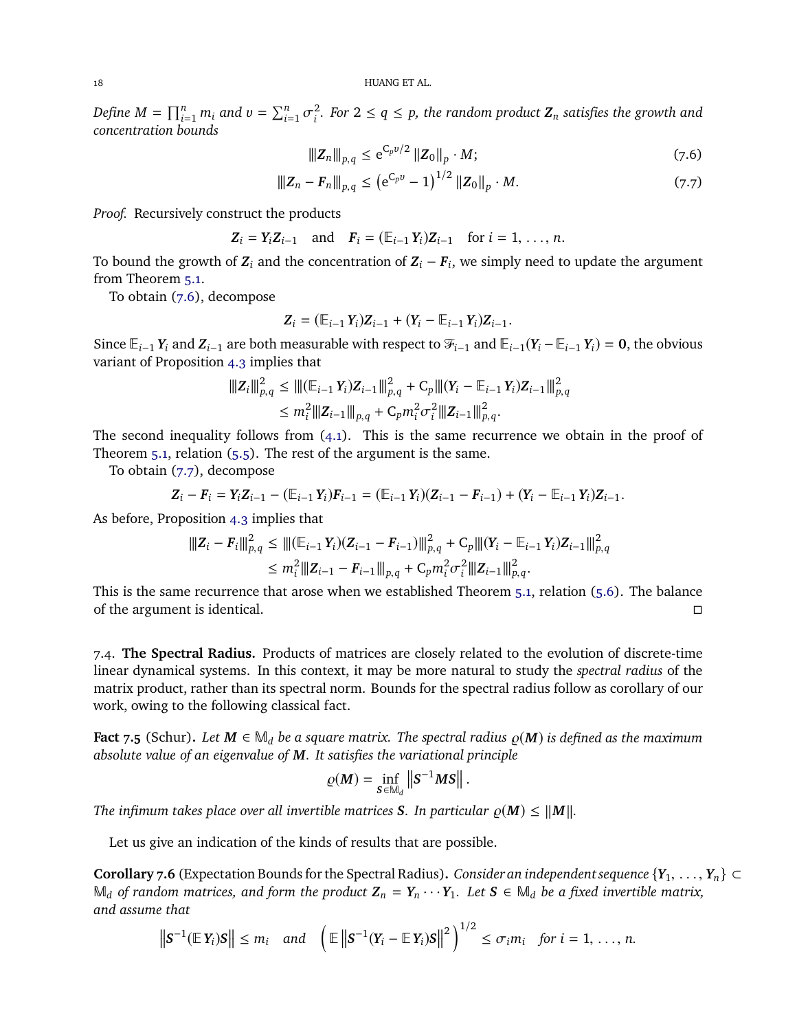*Define $M = \prod_{i=1}^n m_i$ and $v = \sum_{i=1}^n \sigma_i^2$. For $2 \le q \le p$, the random product $\boldsymbol{Z}_n$ satisfies the growth and concentration bounds*

$$\left\vert\kern-0.25ex\left\vert\kern-0.25ex\left\vert \boldsymbol{Z}_n \right\vert\kern-0.25ex\right\vert\kern-0.25ex\right\vert_{p,q} \le \mathrm{e}^{\mathrm{C}_p v/2} \left\| \boldsymbol{Z}_0 \right\|_p \cdot M; \tag{7.6}$$

$$\left\vert\kern-0.25ex\left\vert\kern-0.25ex\left\vert \boldsymbol{Z}_n - \boldsymbol{F}_n \right\vert\kern-0.25ex\right\vert\kern-0.25ex\right\vert_{p,q} \le \left(\mathrm{e}^{\mathrm{C}_p v} - 1\right)^{1/2} \left\| \boldsymbol{Z}_0 \right\|_p \cdot M. \tag{7.7}$$

*Proof.* Recursively construct the products

$$\boldsymbol{Z}_i = \boldsymbol{Y}_i \boldsymbol{Z}_{i-1} \quad \text{and} \quad \boldsymbol{F}_i = (\mathbb{E}_{i-1} \boldsymbol{Y}_i)\boldsymbol{Z}_{i-1} \quad \text{for } i = 1, \dots, n.$$

To bound the growth of $\boldsymbol{Z}_i$ and the concentration of $\boldsymbol{Z}_i - \boldsymbol{F}_i$, we simply need to update the argument from Theorem 5.1.

To obtain (7.6), decompose

$$\boldsymbol{Z}_i = (\mathbb{E}_{i-1} \boldsymbol{Y}_i)\boldsymbol{Z}_{i-1} + (\boldsymbol{Y}_i - \mathbb{E}_{i-1} \boldsymbol{Y}_i)\boldsymbol{Z}_{i-1}.$$

Since $\mathbb{E}_{i-1} \boldsymbol{Y}_i$ and $\boldsymbol{Z}_{i-1}$ are both measurable with respect to $\mathscr{F}_{i-1}$ and $\mathbb{E}_{i-1}(\boldsymbol{Y}_i - \mathbb{E}_{i-1} \boldsymbol{Y}_i) = \boldsymbol{0}$, the obvious variant of Proposition 4.3 implies that

$$\begin{aligned}
\left\vert\kern-0.25ex\left\vert\kern-0.25ex\left\vert \boldsymbol{Z}_i \right\vert\kern-0.25ex\right\vert\kern-0.25ex\right\vert_{p,q}^2 &\le \left\vert\kern-0.25ex\left\vert\kern-0.25ex\left\vert (\mathbb{E}_{i-1} \boldsymbol{Y}_i)\boldsymbol{Z}_{i-1} \right\vert\kern-0.25ex\right\vert\kern-0.25ex\right\vert_{p,q}^2 + \mathrm{C}_p \left\vert\kern-0.25ex\left\vert\kern-0.25ex\left\vert (\boldsymbol{Y}_i - \mathbb{E}_{i-1} \boldsymbol{Y}_i)\boldsymbol{Z}_{i-1} \right\vert\kern-0.25ex\right\vert\kern-0.25ex\right\vert_{p,q}^2 \\
&\le m_i^2 \left\vert\kern-0.25ex\left\vert\kern-0.25ex\left\vert \boldsymbol{Z}_{i-1} \right\vert\kern-0.25ex\right\vert\kern-0.25ex\right\vert_{p,q} + \mathrm{C}_p m_i^2 \sigma_i^2 \left\vert\kern-0.25ex\left\vert\kern-0.25ex\left\vert \boldsymbol{Z}_{i-1} \right\vert\kern-0.25ex\right\vert\kern-0.25ex\right\vert_{p,q}^2.
\end{aligned}$$

The second inequality follows from (4.1). This is the same recurrence we obtain in the proof of Theorem 5.1, relation (5.5). The rest of the argument is the same.

To obtain (7.7), decompose

$$\boldsymbol{Z}_i - \boldsymbol{F}_i = \boldsymbol{Y}_i \boldsymbol{Z}_{i-1} - (\mathbb{E}_{i-1} \boldsymbol{Y}_i)\boldsymbol{F}_{i-1} = (\mathbb{E}_{i-1} \boldsymbol{Y}_i)(\boldsymbol{Z}_{i-1} - \boldsymbol{F}_{i-1}) + (\boldsymbol{Y}_i - \mathbb{E}_{i-1} \boldsymbol{Y}_i)\boldsymbol{Z}_{i-1}.$$

As before, Proposition 4.3 implies that

$$\begin{aligned}
\left\vert\kern-0.25ex\left\vert\kern-0.25ex\left\vert \boldsymbol{Z}_i - \boldsymbol{F}_i \right\vert\kern-0.25ex\right\vert\kern-0.25ex\right\vert_{p,q}^2 &\le \left\vert\kern-0.25ex\left\vert\kern-0.25ex\left\vert (\mathbb{E}_{i-1} \boldsymbol{Y}_i)(\boldsymbol{Z}_{i-1} - \boldsymbol{F}_{i-1}) \right\vert\kern-0.25ex\right\vert\kern-0.25ex\right\vert_{p,q}^2 + \mathrm{C}_p \left\vert\kern-0.25ex\left\vert\kern-0.25ex\left\vert (\boldsymbol{Y}_i - \mathbb{E}_{i-1} \boldsymbol{Y}_i)\boldsymbol{Z}_{i-1} \right\vert\kern-0.25ex\right\vert\kern-0.25ex\right\vert_{p,q}^2 \\
&\le m_i^2 \left\vert\kern-0.25ex\left\vert\kern-0.25ex\left\vert \boldsymbol{Z}_{i-1} - \boldsymbol{F}_{i-1} \right\vert\kern-0.25ex\right\vert\kern-0.25ex\right\vert_{p,q} + \mathrm{C}_p m_i^2 \sigma_i^2 \left\vert\kern-0.25ex\left\vert\kern-0.25ex\left\vert \boldsymbol{Z}_{i-1} \right\vert\kern-0.25ex\right\vert\kern-0.25ex\right\vert_{p,q}^2.
\end{aligned}$$

This is the same recurrence that arose when we established Theorem 5.1, relation (5.6). The balance of the argument is identical. □

### 7.4. The Spectral Radius.

Products of matrices are closely related to the evolution of discrete-time linear dynamical systems. In this context, it may be more natural to study the *spectral radius* of the matrix product, rather than its spectral norm. Bounds for the spectral radius follow as corollary of our work, owing to the following classical fact.

**Fact 7.5** (Schur)**.** *Let $\boldsymbol{M} \in \mathbb{M}_d$ be a square matrix. The spectral radius $\varrho(\boldsymbol{M})$ is defined as the maximum absolute value of an eigenvalue of $\boldsymbol{M}$. It satisfies the variational principle*

$$\varrho(\boldsymbol{M}) = \inf_{\boldsymbol{S} \in \mathbb{M}_d} \left\| \boldsymbol{S}^{-1} \boldsymbol{M} \boldsymbol{S} \right\|.$$

*The infimum takes place over all invertible matrices $\boldsymbol{S}$. In particular $\varrho(\boldsymbol{M}) \le \|\boldsymbol{M}\|$.*

Let us give an indication of the kinds of results that are possible.

**Corollary 7.6** (Expectation Bounds for the Spectral Radius)**.** *Consider an independent sequence $\{\boldsymbol{Y}_1, \dots, \boldsymbol{Y}_n\} \subset \mathbb{M}_d$ of random matrices, and form the product $\boldsymbol{Z}_n = \boldsymbol{Y}_n \cdots \boldsymbol{Y}_1$. Let $\boldsymbol{S} \in \mathbb{M}_d$ be a fixed invertible matrix, and assume that*

$$\left\| \boldsymbol{S}^{-1} (\mathbb{E}\, \boldsymbol{Y}_i) \boldsymbol{S} \right\| \le m_i \quad \text{and} \quad \left( \mathbb{E} \left\| \boldsymbol{S}^{-1} (\boldsymbol{Y}_i - \mathbb{E}\, \boldsymbol{Y}_i) \boldsymbol{S} \right\|^2 \right)^{1/2} \le \sigma_i m_i \quad \text{for } i = 1, \dots, n.$$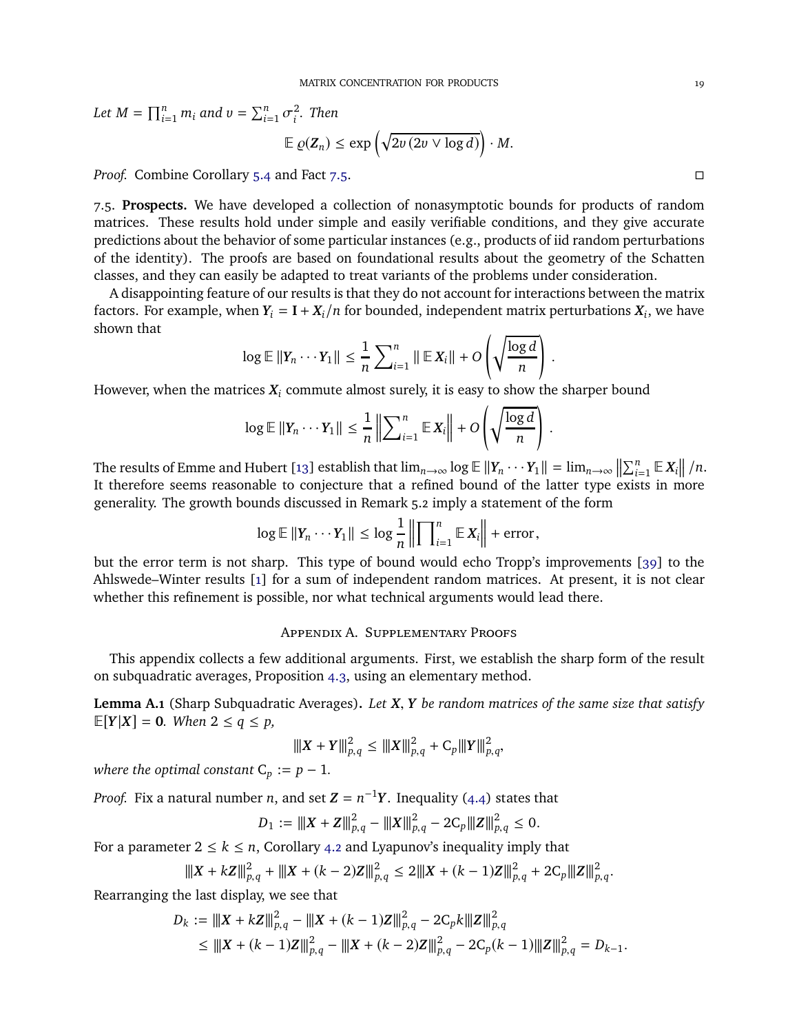*Let $M = \prod_{i=1}^n m_i$ and $v = \sum_{i=1}^n \sigma_i^2$. Then*

$$\mathbb{E}\,\varrho(\boldsymbol{Z}_n) \leq \exp\left(\sqrt{2v\,(2v \vee \log d)}\right) \cdot M.$$

*Proof.* Combine Corollary 5.4 and Fact 7.5. □

7.5. **Prospects.** We have developed a collection of nonasymptotic bounds for products of random matrices. These results hold under simple and easily verifiable conditions, and they give accurate predictions about the behavior of some particular instances (e.g., products of iid random perturbations of the identity). The proofs are based on foundational results about the geometry of the Schatten classes, and they can easily be adapted to treat variants of the problems under consideration.

A disappointing feature of our results is that they do not account for interactions between the matrix factors. For example, when $\boldsymbol{Y}_i = \mathbf{I} + \boldsymbol{X}_i/n$ for bounded, independent matrix perturbations $\boldsymbol{X}_i$, we have shown that

$$\log \mathbb{E}\,\|\boldsymbol{Y}_n \cdots \boldsymbol{Y}_1\| \leq \frac{1}{n}\sum\nolimits_{i=1}^n \|\,\mathbb{E}\,\boldsymbol{X}_i\| + O\left(\sqrt{\frac{\log d}{n}}\right).$$

However, when the matrices $\boldsymbol{X}_i$ commute almost surely, it is easy to show the sharper bound

$$\log \mathbb{E}\,\|\boldsymbol{Y}_n \cdots \boldsymbol{Y}_1\| \leq \frac{1}{n}\left\|\sum\nolimits_{i=1}^n \mathbb{E}\,\boldsymbol{X}_i\right\| + O\left(\sqrt{\frac{\log d}{n}}\right).$$

The results of Emme and Hubert [13] establish that $\lim_{n\to\infty} \log \mathbb{E}\,\|\boldsymbol{Y}_n \cdots \boldsymbol{Y}_1\| = \lim_{n\to\infty} \left\|\sum_{i=1}^n \mathbb{E}\,\boldsymbol{X}_i\right\|/n$. It therefore seems reasonable to conjecture that a refined bound of the latter type exists in more generality. The growth bounds discussed in Remark 5.2 imply a statement of the form

$$\log \mathbb{E}\,\|\boldsymbol{Y}_n \cdots \boldsymbol{Y}_1\| \leq \log \frac{1}{n}\left\|\prod\nolimits_{i=1}^n \mathbb{E}\,\boldsymbol{X}_i\right\| + \text{error},$$

but the error term is not sharp. This type of bound would echo Tropp's improvements [39] to the Ahlswede–Winter results [1] for a sum of independent random matrices. At present, it is not clear whether this refinement is possible, nor what technical arguments would lead there.

## Appendix A. Supplementary Proofs

This appendix collects a few additional arguments. First, we establish the sharp form of the result on subquadratic averages, Proposition 4.3, using an elementary method.

**Lemma A.1** (Sharp Subquadratic Averages)**.** *Let $\boldsymbol{X}, \boldsymbol{Y}$ be random matrices of the same size that satisfy $\mathbb{E}[\boldsymbol{Y}|\boldsymbol{X}] = \mathbf{0}$. When $2 \leq q \leq p$,*

$$|||\boldsymbol{X} + \boldsymbol{Y}|||_{p,q}^2 \leq |||\boldsymbol{X}|||_{p,q}^2 + \mathrm{C}_p |||\boldsymbol{Y}|||_{p,q}^2,$$

*where the optimal constant $\mathrm{C}_p := p - 1$.*

*Proof.* Fix a natural number $n$, and set $\boldsymbol{Z} = n^{-1}\boldsymbol{Y}$. Inequality (4.4) states that

$$D_1 := |||\boldsymbol{X} + \boldsymbol{Z}|||_{p,q}^2 - |||\boldsymbol{X}|||_{p,q}^2 - 2\mathrm{C}_p |||\boldsymbol{Z}|||_{p,q}^2 \leq 0.$$

For a parameter $2 \leq k \leq n$, Corollary 4.2 and Lyapunov's inequality imply that

$$|||\boldsymbol{X} + k\boldsymbol{Z}|||_{p,q}^2 + |||\boldsymbol{X} + (k-2)\boldsymbol{Z}|||_{p,q}^2 \leq 2|||\boldsymbol{X} + (k-1)\boldsymbol{Z}|||_{p,q}^2 + 2\mathrm{C}_p |||\boldsymbol{Z}|||_{p,q}^2.$$

Rearranging the last display, we see that

$$\begin{aligned}
D_k &:= |||\boldsymbol{X} + k\boldsymbol{Z}|||_{p,q}^2 - |||\boldsymbol{X} + (k-1)\boldsymbol{Z}|||_{p,q}^2 - 2\mathrm{C}_p k |||\boldsymbol{Z}|||_{p,q}^2 \\
&\leq |||\boldsymbol{X} + (k-1)\boldsymbol{Z}|||_{p,q}^2 - |||\boldsymbol{X} + (k-2)\boldsymbol{Z}|||_{p,q}^2 - 2\mathrm{C}_p (k-1) |||\boldsymbol{Z}|||_{p,q}^2 = D_{k-1}.
\end{aligned}$$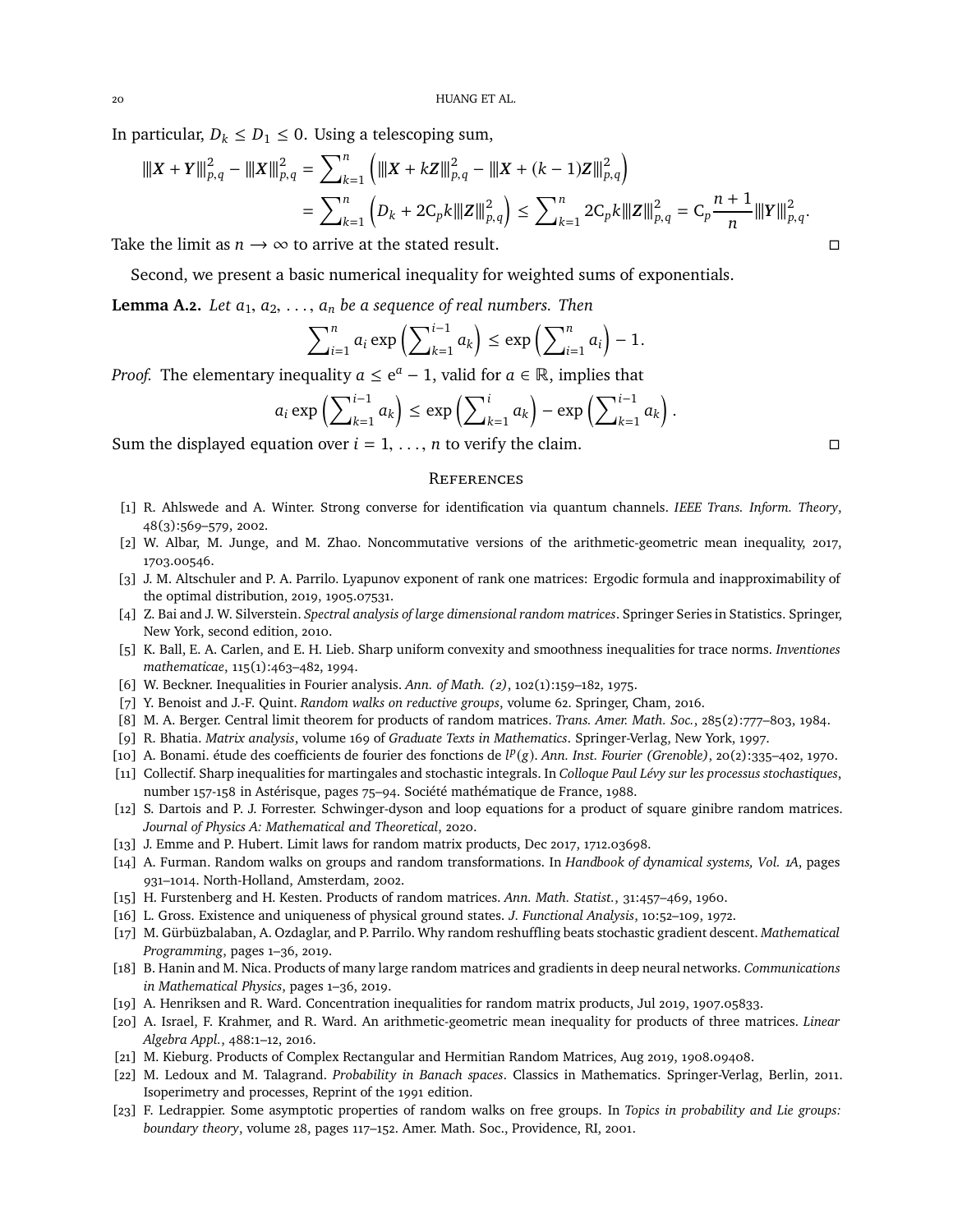In particular, $D_k \le D_1 \le 0$. Using a telescoping sum,

$$
\begin{aligned}
|||\boldsymbol{X}+\boldsymbol{Y}|||_{p,q}^2 - |||\boldsymbol{X}|||_{p,q}^2 &= \sum\nolimits_{k=1}^{n} \left( |||\boldsymbol{X}+k\boldsymbol{Z}|||_{p,q}^2 - |||\boldsymbol{X}+(k-1)\boldsymbol{Z}|||_{p,q}^2 \right) \\
&= \sum\nolimits_{k=1}^{n} \left( D_k + 2\mathrm{C}_p k |||\boldsymbol{Z}|||_{p,q}^2 \right) \le \sum\nolimits_{k=1}^{n} 2\mathrm{C}_p k |||\boldsymbol{Z}|||_{p,q}^2 = \mathrm{C}_p \frac{n+1}{n} |||\boldsymbol{Y}|||_{p,q}^2.
\end{aligned}
$$

Take the limit as $n \to \infty$ to arrive at the stated result. □

Second, we present a basic numerical inequality for weighted sums of exponentials.

**Lemma A.2.** *Let $a_1, a_2, \dots, a_n$ be a sequence of real numbers. Then*

$$
\sum\nolimits_{i=1}^{n} a_i \exp\left( \sum\nolimits_{k=1}^{i-1} a_k \right) \le \exp\left( \sum\nolimits_{i=1}^{n} a_i \right) - 1.
$$

*Proof.* The elementary inequality $a \le \mathrm{e}^a - 1$, valid for $a \in \mathbb{R}$, implies that

$$
a_i \exp\left( \sum\nolimits_{k=1}^{i-1} a_k \right) \le \exp\left( \sum\nolimits_{k=1}^{i} a_k \right) - \exp\left( \sum\nolimits_{k=1}^{i-1} a_k \right).
$$

Sum the displayed equation over $i = 1, \dots, n$ to verify the claim. □

## References

[1] R. Ahlswede and A. Winter. Strong converse for identification via quantum channels. *IEEE Trans. Inform. Theory*, 48(3):569–579, 2002.

[2] W. Albar, M. Junge, and M. Zhao. Noncommutative versions of the arithmetic-geometric mean inequality, 2017, 1703.00546.

[3] J. M. Altschuler and P. A. Parrilo. Lyapunov exponent of rank one matrices: Ergodic formula and inapproximability of the optimal distribution, 2019, 1905.07531.

[4] Z. Bai and J. W. Silverstein. *Spectral analysis of large dimensional random matrices*. Springer Series in Statistics. Springer, New York, second edition, 2010.

[5] K. Ball, E. A. Carlen, and E. H. Lieb. Sharp uniform convexity and smoothness inequalities for trace norms. *Inventiones mathematicae*, 115(1):463–482, 1994.

[6] W. Beckner. Inequalities in Fourier analysis. *Ann. of Math. (2)*, 102(1):159–182, 1975.

[7] Y. Benoist and J.-F. Quint. *Random walks on reductive groups*, volume 62. Springer, Cham, 2016.

[8] M. A. Berger. Central limit theorem for products of random matrices. *Trans. Amer. Math. Soc.*, 285(2):777–803, 1984.

[9] R. Bhatia. *Matrix analysis*, volume 169 of *Graduate Texts in Mathematics*. Springer-Verlag, New York, 1997.

[10] A. Bonami. étude des coefficients de fourier des fonctions de $l^p(g)$. *Ann. Inst. Fourier (Grenoble)*, 20(2):335–402, 1970.

[11] Collectif. Sharp inequalities for martingales and stochastic integrals. In *Colloque Paul Lévy sur les processus stochastiques*, number 157-158 in Astérisque, pages 75–94. Société mathématique de France, 1988.

[12] S. Dartois and P. J. Forrester. Schwinger-dyson and loop equations for a product of square ginibre random matrices. *Journal of Physics A: Mathematical and Theoretical*, 2020.

[13] J. Emme and P. Hubert. Limit laws for random matrix products, Dec 2017, 1712.03698.

[14] A. Furman. Random walks on groups and random transformations. In *Handbook of dynamical systems, Vol. 1A*, pages 931–1014. North-Holland, Amsterdam, 2002.

[15] H. Furstenberg and H. Kesten. Products of random matrices. *Ann. Math. Statist.*, 31:457–469, 1960.

[16] L. Gross. Existence and uniqueness of physical ground states. *J. Functional Analysis*, 10:52–109, 1972.

[17] M. Gürbüzbalaban, A. Ozdaglar, and P. Parrilo. Why random reshuffling beats stochastic gradient descent. *Mathematical Programming*, pages 1–36, 2019.

[18] B. Hanin and M. Nica. Products of many large random matrices and gradients in deep neural networks. *Communications in Mathematical Physics*, pages 1–36, 2019.

[19] A. Henriksen and R. Ward. Concentration inequalities for random matrix products, Jul 2019, 1907.05833.

[20] A. Israel, F. Krahmer, and R. Ward. An arithmetic-geometric mean inequality for products of three matrices. *Linear Algebra Appl.*, 488:1–12, 2016.

[21] M. Kieburg. Products of Complex Rectangular and Hermitian Random Matrices, Aug 2019, 1908.09408.

[22] M. Ledoux and M. Talagrand. *Probability in Banach spaces*. Classics in Mathematics. Springer-Verlag, Berlin, 2011. Isoperimetry and processes, Reprint of the 1991 edition.

[23] F. Ledrappier. Some asymptotic properties of random walks on free groups. In *Topics in probability and Lie groups: boundary theory*, volume 28, pages 117–152. Amer. Math. Soc., Providence, RI, 2001.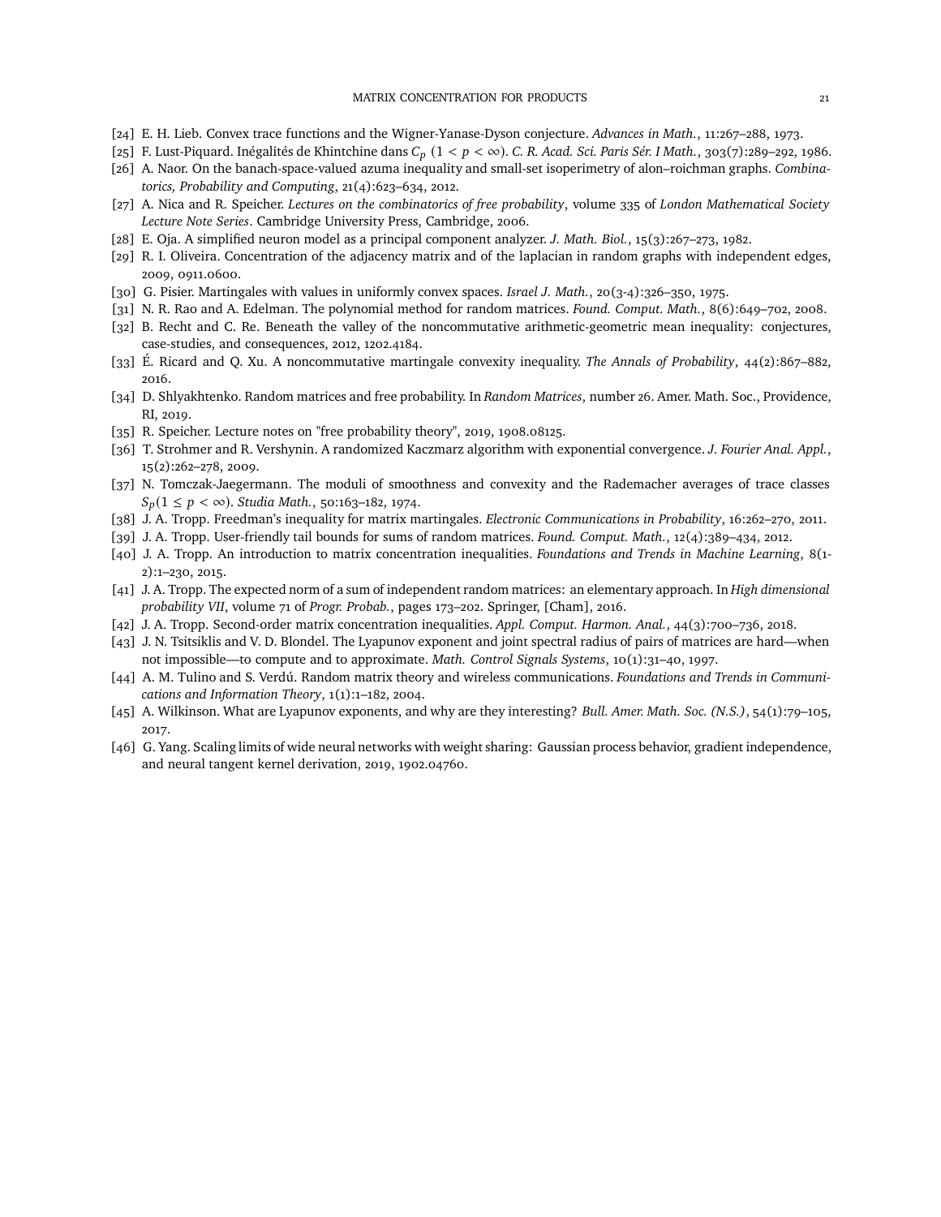[24] E. H. Lieb. Convex trace functions and the Wigner-Yanase-Dyson conjecture. *Advances in Math.*, 11:267–288, 1973.

[25] F. Lust-Piquard. Inégalités de Khintchine dans $C_p$ $(1 < p < \infty)$. *C. R. Acad. Sci. Paris Sér. I Math.*, 303(7):289–292, 1986.

[26] A. Naor. On the banach-space-valued azuma inequality and small-set isoperimetry of alon–roichman graphs. *Combinatorics, Probability and Computing*, 21(4):623–634, 2012.

[27] A. Nica and R. Speicher. *Lectures on the combinatorics of free probability*, volume 335 of *London Mathematical Society Lecture Note Series*. Cambridge University Press, Cambridge, 2006.

[28] E. Oja. A simplified neuron model as a principal component analyzer. *J. Math. Biol.*, 15(3):267–273, 1982.

[29] R. I. Oliveira. Concentration of the adjacency matrix and of the laplacian in random graphs with independent edges, 2009, 0911.0600.

[30] G. Pisier. Martingales with values in uniformly convex spaces. *Israel J. Math.*, 20(3-4):326–350, 1975.

[31] N. R. Rao and A. Edelman. The polynomial method for random matrices. *Found. Comput. Math.*, 8(6):649–702, 2008.

[32] B. Recht and C. Re. Beneath the valley of the noncommutative arithmetic-geometric mean inequality: conjectures, case-studies, and consequences, 2012, 1202.4184.

[33] É. Ricard and Q. Xu. A noncommutative martingale convexity inequality. *The Annals of Probability*, 44(2):867–882, 2016.

[34] D. Shlyakhtenko. Random matrices and free probability. In *Random Matrices*, number 26. Amer. Math. Soc., Providence, RI, 2019.

[35] R. Speicher. Lecture notes on "free probability theory", 2019, 1908.08125.

[36] T. Strohmer and R. Vershynin. A randomized Kaczmarz algorithm with exponential convergence. *J. Fourier Anal. Appl.*, 15(2):262–278, 2009.

[37] N. Tomczak-Jaegermann. The moduli of smoothness and convexity and the Rademacher averages of trace classes $S_p(1 \leq p < \infty)$. *Studia Math.*, 50:163–182, 1974.

[38] J. A. Tropp. Freedman's inequality for matrix martingales. *Electronic Communications in Probability*, 16:262–270, 2011.

[39] J. A. Tropp. User-friendly tail bounds for sums of random matrices. *Found. Comput. Math.*, 12(4):389–434, 2012.

[40] J. A. Tropp. An introduction to matrix concentration inequalities. *Foundations and Trends in Machine Learning*, 8(1-2):1–230, 2015.

[41] J. A. Tropp. The expected norm of a sum of independent random matrices: an elementary approach. In *High dimensional probability VII*, volume 71 of *Progr. Probab.*, pages 173–202. Springer, [Cham], 2016.

[42] J. A. Tropp. Second-order matrix concentration inequalities. *Appl. Comput. Harmon. Anal.*, 44(3):700–736, 2018.

[43] J. N. Tsitsiklis and V. D. Blondel. The Lyapunov exponent and joint spectral radius of pairs of matrices are hard—when not impossible—to compute and to approximate. *Math. Control Signals Systems*, 10(1):31–40, 1997.

[44] A. M. Tulino and S. Verdú. Random matrix theory and wireless communications. *Foundations and Trends in Communications and Information Theory*, 1(1):1–182, 2004.

[45] A. Wilkinson. What are Lyapunov exponents, and why are they interesting? *Bull. Amer. Math. Soc. (N.S.)*, 54(1):79–105, 2017.

[46] G. Yang. Scaling limits of wide neural networks with weight sharing: Gaussian process behavior, gradient independence, and neural tangent kernel derivation, 2019, 1902.04760.